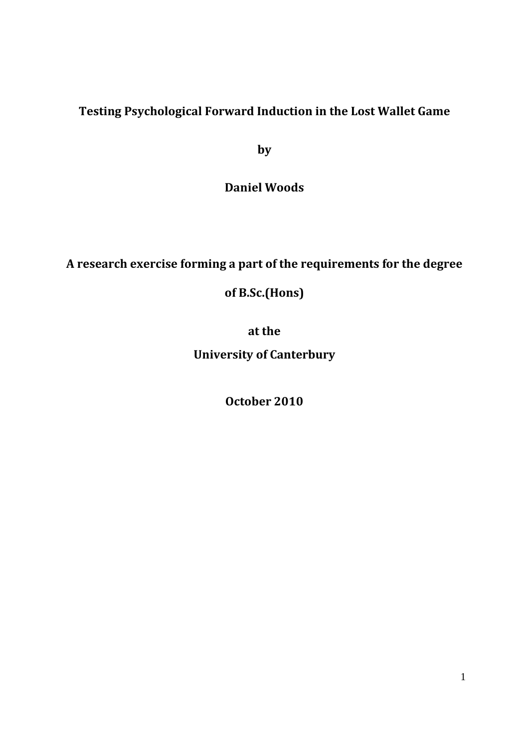# Testing Psychological Forward Induction in the Lost Wallet Game

**by**

**Daniel Woods**

**A research exercise forming a part of the requirements for the degree of B.Sc.(Hons)**

**at the**

**University of Canterbury**

**October 2010**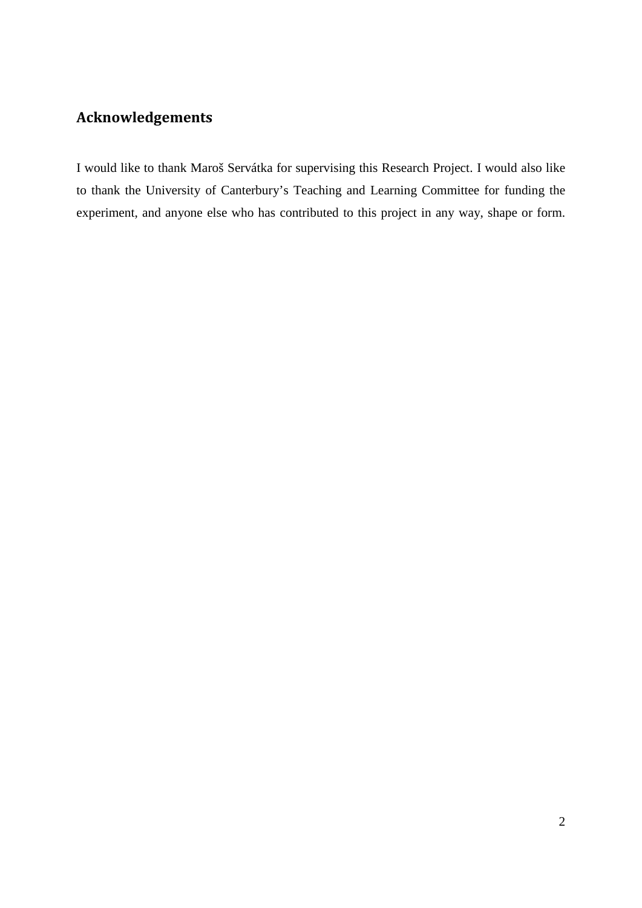## Acknowledgements

I would like to thank Maroš Servátka for supervising this Research Project. I would also like to thank the University of Canterbury's Teaching and Learning Committee for funding the experiment, and anyone else who has contributed to this project in any way, shape or form.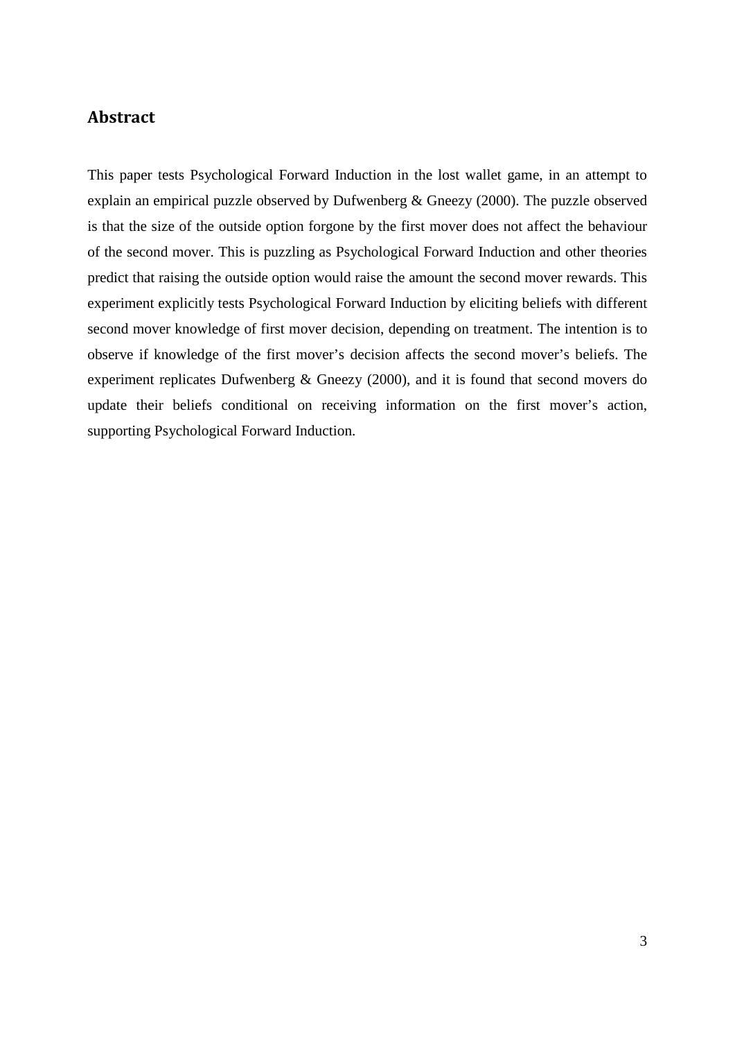## Abstract

This paper tests Psychological Forward Induction in the lost wallet game, in an attempt to explain an empirical puzzle observed by Dufwenberg & Gneezy (2000). The puzzle observed is that the size of the outside option forgone by the first mover does not affect the behaviour of the second mover. This is puzzling as Psychological Forward Induction and other theories predict that raising the outside option would raise the amount the second mover rewards. This experiment explicitly tests Psychological Forward Induction by eliciting beliefs with different second mover knowledge of first mover decision, depending on treatment. The intention is to observe if knowledge of the first mover's decision affects the second mover's beliefs. The experiment replicates Dufwenberg & Gneezy (2000), and it is found that second movers do update their beliefs conditional on receiving information on the first mover's action, supporting Psychological Forward Induction.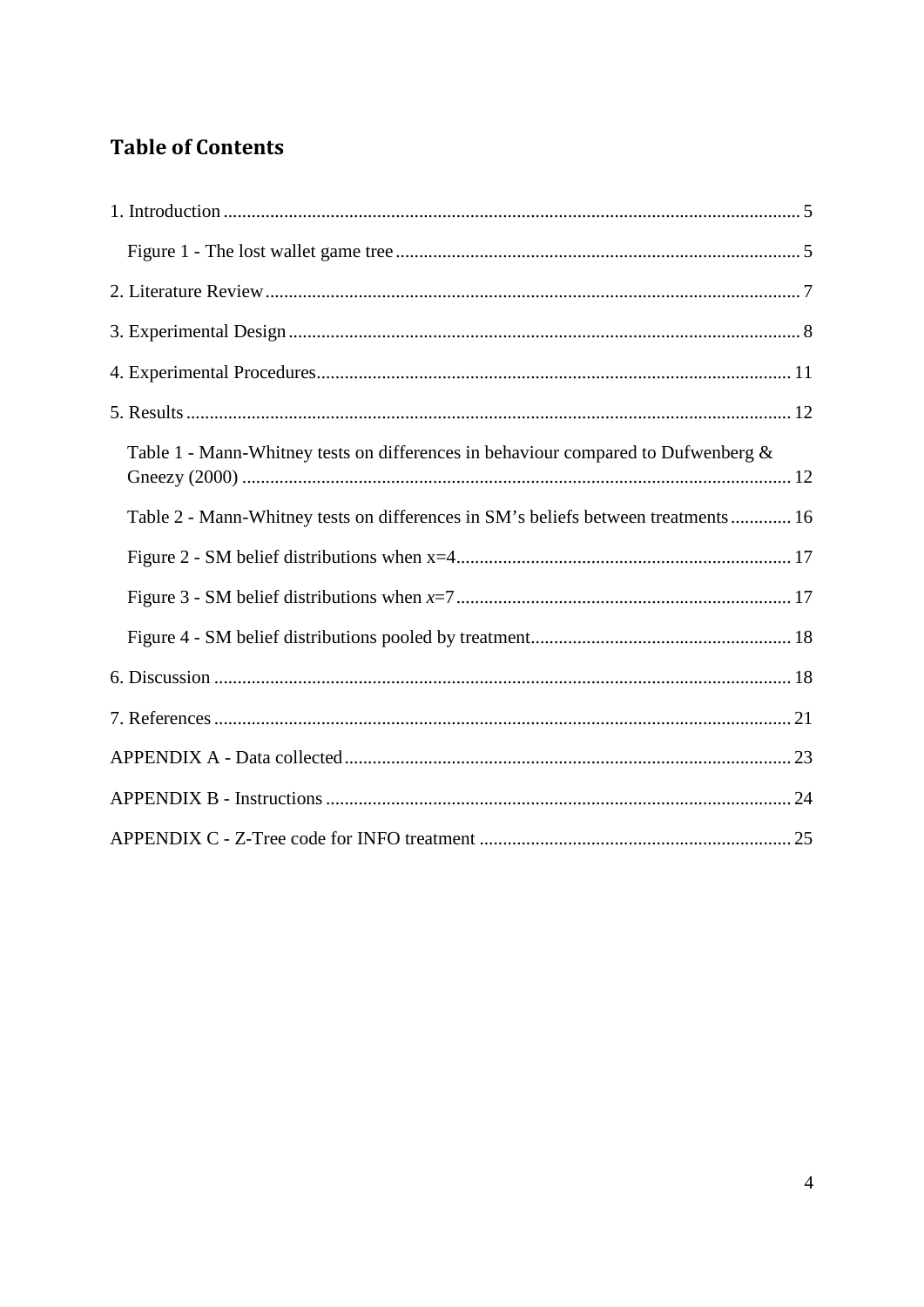## Table of Contents

1. Introduction ........................................................................................................................... 5

   Figure 1 - The lost wallet game tree ...................................................................................... 5

2. Literature Review .................................................................................................................. 7

3. Experimental Design ............................................................................................................. 8

4. Experimental Procedures ..................................................................................................... 11

5. Results ................................................................................................................................. 12

   Table 1 - Mann-Whitney tests on differences in behaviour compared to Dufwenberg & Gneezy (2000) ..................................................................................................................... 12

   Table 2 - Mann-Whitney tests on differences in SM's beliefs between treatments ............. 16

   Figure 2 - SM belief distributions when x=4 ........................................................................ 17

   Figure 3 - SM belief distributions when *x*=7 ........................................................................ 17

   Figure 4 - SM belief distributions pooled by treatment ........................................................ 18

6. Discussion ........................................................................................................................... 18

7. References ........................................................................................................................... 21

APPENDIX A - Data collected ............................................................................................... 23

APPENDIX B - Instructions .................................................................................................... 24

APPENDIX C - Z-Tree code for INFO treatment ................................................................... 25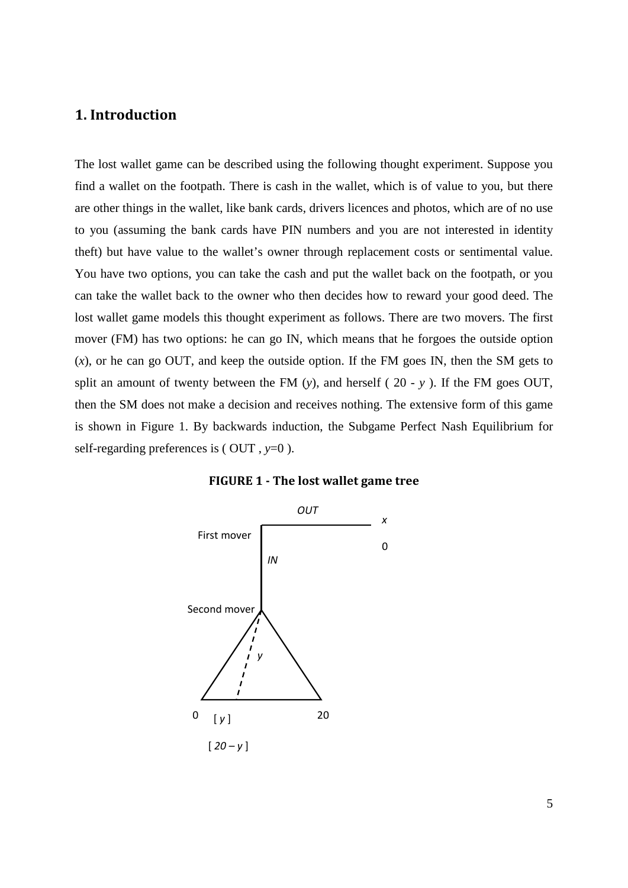## 1. Introduction

The lost wallet game can be described using the following thought experiment. Suppose you find a wallet on the footpath. There is cash in the wallet, which is of value to you, but there are other things in the wallet, like bank cards, drivers licences and photos, which are of no use to you (assuming the bank cards have PIN numbers and you are not interested in identity theft) but have value to the wallet's owner through replacement costs or sentimental value. You have two options, you can take the cash and put the wallet back on the footpath, or you can take the wallet back to the owner who then decides how to reward your good deed. The lost wallet game models this thought experiment as follows. There are two movers. The first mover (FM) has two options: he can go IN, which means that he forgoes the outside option ($x$), or he can go OUT, and keep the outside option. If the FM goes IN, then the SM gets to split an amount of twenty between the FM ($y$), and herself ( $20 - y$ ). If the FM goes OUT, then the SM does not make a decision and receives nothing. The extensive form of this game is shown in Figure 1. By backwards induction, the Subgame Perfect Nash Equilibrium for self-regarding preferences is ( OUT , $y$=0 ).

**FIGURE 1 - The lost wallet game tree**

First mover — OUT → $x$, 0

IN → Second mover — $y$ ∈ [0, 20] → [ $y$ ], [ $20 - y$ ]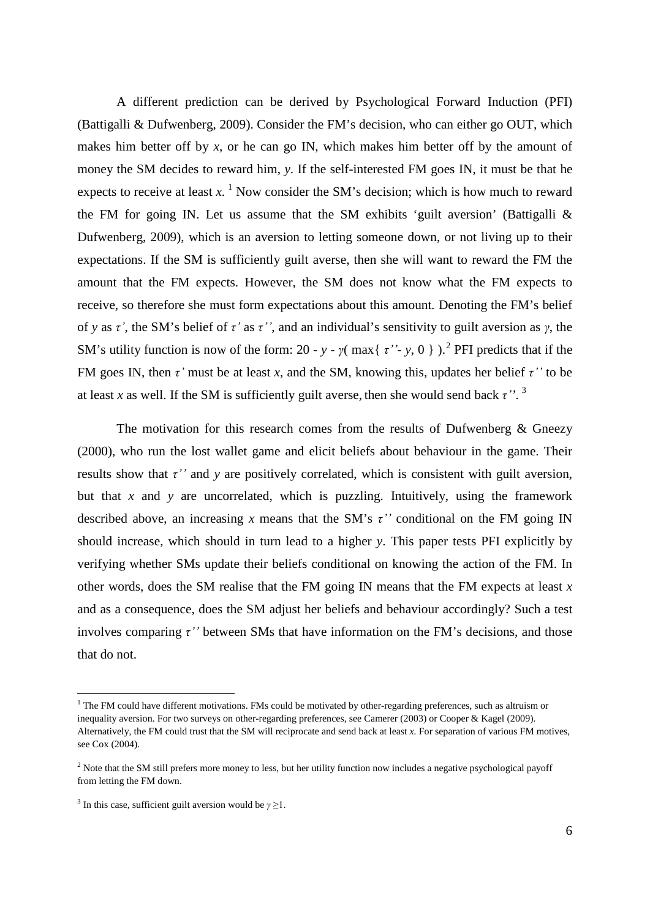A different prediction can be derived by Psychological Forward Induction (PFI) (Battigalli & Dufwenberg, 2009). Consider the FM's decision, who can either go OUT, which makes him better off by $x$, or he can go IN, which makes him better off by the amount of money the SM decides to reward him, $y$. If the self-interested FM goes IN, it must be that he expects to receive at least $x$.[1] Now consider the SM's decision; which is how much to reward the FM for going IN. Let us assume that the SM exhibits 'guilt aversion' (Battigalli & Dufwenberg, 2009), which is an aversion to letting someone down, or not living up to their expectations. If the SM is sufficiently guilt averse, then she will want to reward the FM the amount that the FM expects. However, the SM does not know what the FM expects to receive, so therefore she must form expectations about this amount. Denoting the FM's belief of $y$ as $\tau'$, the SM's belief of $\tau'$ as $\tau''$, and an individual's sensitivity to guilt aversion as $\gamma$, the SM's utility function is now of the form: $20 - y - \gamma(\max\{\tau'' - y, 0\})$.[2] PFI predicts that if the FM goes IN, then $\tau'$ must be at least $x$, and the SM, knowing this, updates her belief $\tau''$ to be at least $x$ as well. If the SM is sufficiently guilt averse, then she would send back $\tau''$.[3]

The motivation for this research comes from the results of Dufwenberg & Gneezy (2000), who run the lost wallet game and elicit beliefs about behaviour in the game. Their results show that $\tau''$ and $y$ are positively correlated, which is consistent with guilt aversion, but that $x$ and $y$ are uncorrelated, which is puzzling. Intuitively, using the framework described above, an increasing $x$ means that the SM's $\tau''$ conditional on the FM going IN should increase, which should in turn lead to a higher $y$. This paper tests PFI explicitly by verifying whether SMs update their beliefs conditional on knowing the action of the FM. In other words, does the SM realise that the FM going IN means that the FM expects at least $x$ and as a consequence, does the SM adjust her beliefs and behaviour accordingly? Such a test involves comparing $\tau''$ between SMs that have information on the FM's decisions, and those that do not.

---

[1] The FM could have different motivations. FMs could be motivated by other-regarding preferences, such as altruism or inequality aversion. For two surveys on other-regarding preferences, see Camerer (2003) or Cooper & Kagel (2009). Alternatively, the FM could trust that the SM will reciprocate and send back at least $x$. For separation of various FM motives, see Cox (2004).

[2] Note that the SM still prefers more money to less, but her utility function now includes a negative psychological payoff from letting the FM down.

[3] In this case, sufficient guilt aversion would be $\gamma \geq 1$.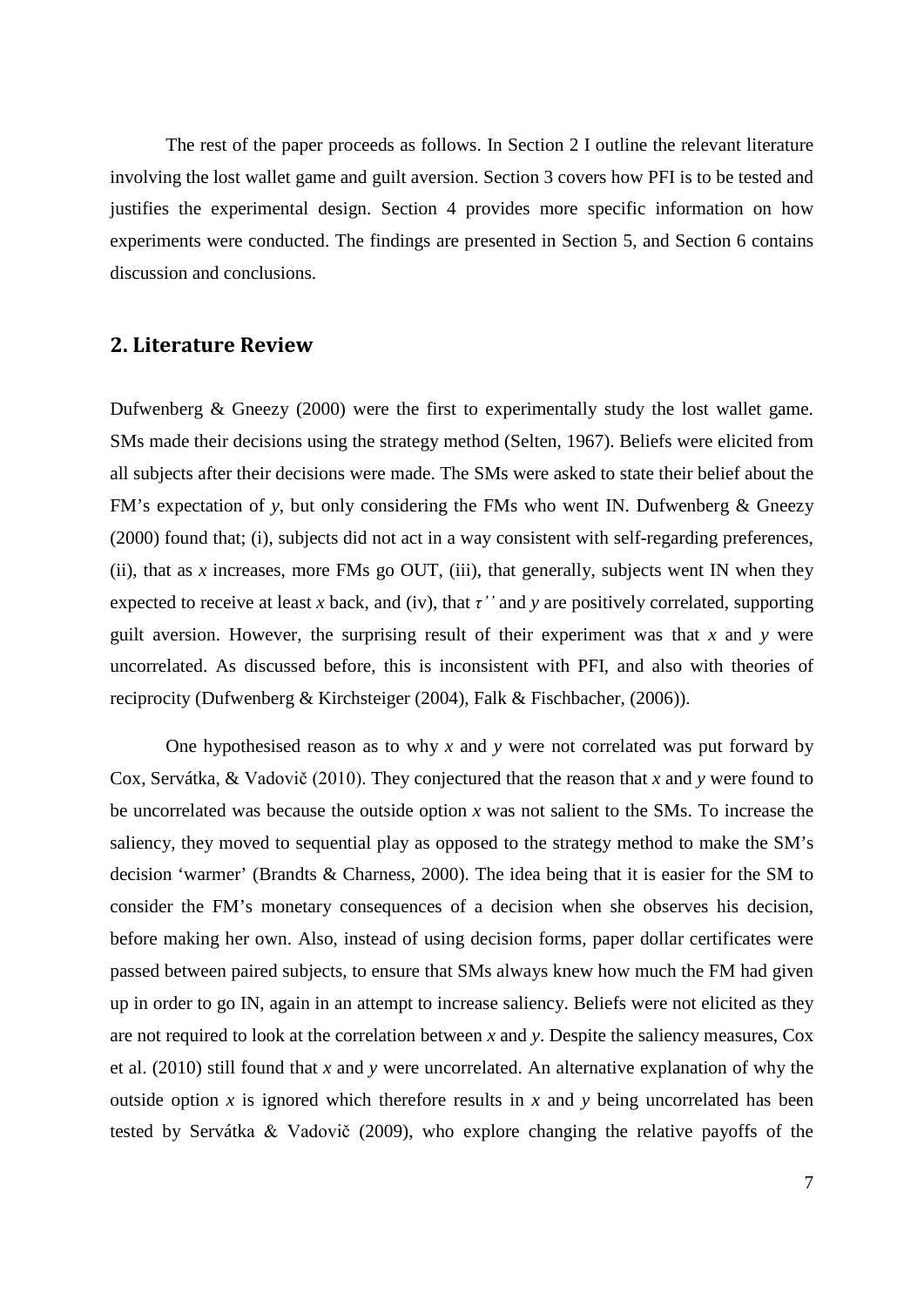The rest of the paper proceeds as follows. In Section 2 I outline the relevant literature involving the lost wallet game and guilt aversion. Section 3 covers how PFI is to be tested and justifies the experimental design. Section 4 provides more specific information on how experiments were conducted. The findings are presented in Section 5, and Section 6 contains discussion and conclusions.

## 2. Literature Review

Dufwenberg & Gneezy (2000) were the first to experimentally study the lost wallet game. SMs made their decisions using the strategy method (Selten, 1967). Beliefs were elicited from all subjects after their decisions were made. The SMs were asked to state their belief about the FM's expectation of $y$, but only considering the FMs who went IN. Dufwenberg & Gneezy (2000) found that; (i), subjects did not act in a way consistent with self-regarding preferences, (ii), that as $x$ increases, more FMs go OUT, (iii), that generally, subjects went IN when they expected to receive at least $x$ back, and (iv), that $\tau''$ and $y$ are positively correlated, supporting guilt aversion. However, the surprising result of their experiment was that $x$ and $y$ were uncorrelated. As discussed before, this is inconsistent with PFI, and also with theories of reciprocity (Dufwenberg & Kirchsteiger (2004), Falk & Fischbacher, (2006)).

One hypothesised reason as to why $x$ and $y$ were not correlated was put forward by Cox, Servátka, & Vadovič (2010). They conjectured that the reason that $x$ and $y$ were found to be uncorrelated was because the outside option $x$ was not salient to the SMs. To increase the saliency, they moved to sequential play as opposed to the strategy method to make the SM's decision 'warmer' (Brandts & Charness, 2000). The idea being that it is easier for the SM to consider the FM's monetary consequences of a decision when she observes his decision, before making her own. Also, instead of using decision forms, paper dollar certificates were passed between paired subjects, to ensure that SMs always knew how much the FM had given up in order to go IN, again in an attempt to increase saliency. Beliefs were not elicited as they are not required to look at the correlation between $x$ and $y$. Despite the saliency measures, Cox et al. (2010) still found that $x$ and $y$ were uncorrelated. An alternative explanation of why the outside option $x$ is ignored which therefore results in $x$ and $y$ being uncorrelated has been tested by Servátka & Vadovič (2009), who explore changing the relative payoffs of the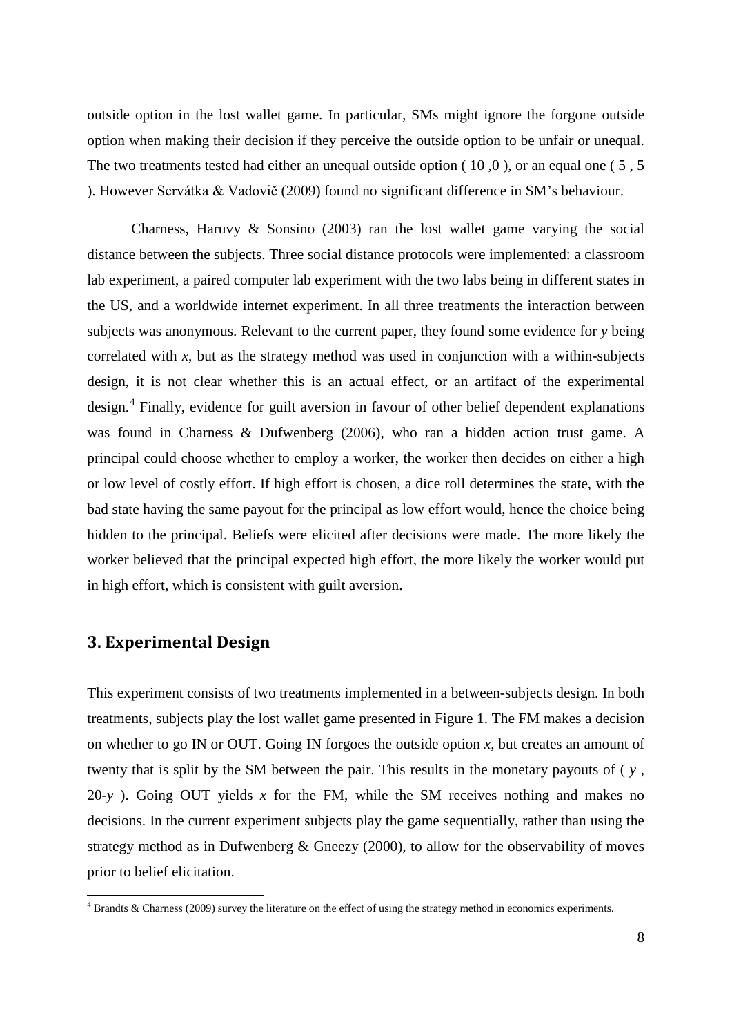outside option in the lost wallet game. In particular, SMs might ignore the forgone outside option when making their decision if they perceive the outside option to be unfair or unequal. The two treatments tested had either an unequal outside option ( 10 ,0 ), or an equal one ( 5 , 5 ). However Servátka & Vadovič (2009) found no significant difference in SM's behaviour.

Charness, Haruvy & Sonsino (2003) ran the lost wallet game varying the social distance between the subjects. Three social distance protocols were implemented: a classroom lab experiment, a paired computer lab experiment with the two labs being in different states in the US, and a worldwide internet experiment. In all three treatments the interaction between subjects was anonymous. Relevant to the current paper, they found some evidence for $y$ being correlated with $x$, but as the strategy method was used in conjunction with a within-subjects design, it is not clear whether this is an actual effect, or an artifact of the experimental design.[4] Finally, evidence for guilt aversion in favour of other belief dependent explanations was found in Charness & Dufwenberg (2006), who ran a hidden action trust game. A principal could choose whether to employ a worker, the worker then decides on either a high or low level of costly effort. If high effort is chosen, a dice roll determines the state, with the bad state having the same payout for the principal as low effort would, hence the choice being hidden to the principal. Beliefs were elicited after decisions were made. The more likely the worker believed that the principal expected high effort, the more likely the worker would put in high effort, which is consistent with guilt aversion.

## 3. Experimental Design

This experiment consists of two treatments implemented in a between-subjects design. In both treatments, subjects play the lost wallet game presented in Figure 1. The FM makes a decision on whether to go IN or OUT. Going IN forgoes the outside option $x$, but creates an amount of twenty that is split by the SM between the pair. This results in the monetary payouts of ( $y$ , $20$-$y$ ). Going OUT yields $x$ for the FM, while the SM receives nothing and makes no decisions. In the current experiment subjects play the game sequentially, rather than using the strategy method as in Dufwenberg & Gneezy (2000), to allow for the observability of moves prior to belief elicitation.

[4] Brandts & Charness (2009) survey the literature on the effect of using the strategy method in economics experiments.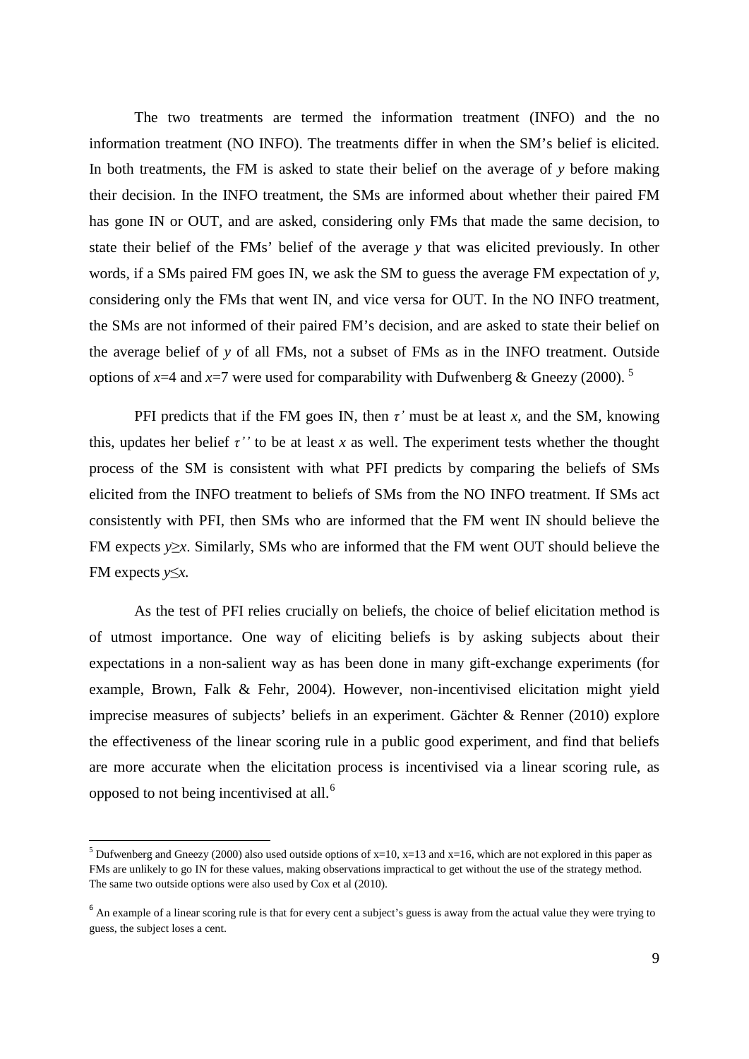The two treatments are termed the information treatment (INFO) and the no information treatment (NO INFO). The treatments differ in when the SM's belief is elicited. In both treatments, the FM is asked to state their belief on the average of $y$ before making their decision. In the INFO treatment, the SMs are informed about whether their paired FM has gone IN or OUT, and are asked, considering only FMs that made the same decision, to state their belief of the FMs' belief of the average $y$ that was elicited previously. In other words, if a SMs paired FM goes IN, we ask the SM to guess the average FM expectation of $y$, considering only the FMs that went IN, and vice versa for OUT. In the NO INFO treatment, the SMs are not informed of their paired FM's decision, and are asked to state their belief on the average belief of $y$ of all FMs, not a subset of FMs as in the INFO treatment. Outside options of $x=4$ and $x=7$ were used for comparability with Dufwenberg & Gneezy (2000).[5]

PFI predicts that if the FM goes IN, then $\tau'$ must be at least $x$, and the SM, knowing this, updates her belief $\tau''$ to be at least $x$ as well. The experiment tests whether the thought process of the SM is consistent with what PFI predicts by comparing the beliefs of SMs elicited from the INFO treatment to beliefs of SMs from the NO INFO treatment. If SMs act consistently with PFI, then SMs who are informed that the FM went IN should believe the FM expects $y \geq x$. Similarly, SMs who are informed that the FM went OUT should believe the FM expects $y \leq x$.

As the test of PFI relies crucially on beliefs, the choice of belief elicitation method is of utmost importance. One way of eliciting beliefs is by asking subjects about their expectations in a non-salient way as has been done in many gift-exchange experiments (for example, Brown, Falk & Fehr, 2004). However, non-incentivised elicitation might yield imprecise measures of subjects' beliefs in an experiment. Gächter & Renner (2010) explore the effectiveness of the linear scoring rule in a public good experiment, and find that beliefs are more accurate when the elicitation process is incentivised via a linear scoring rule, as opposed to not being incentivised at all.[6]

---

[5] Dufwenberg and Gneezy (2000) also used outside options of x=10, x=13 and x=16, which are not explored in this paper as FMs are unlikely to go IN for these values, making observations impractical to get without the use of the strategy method. The same two outside options were also used by Cox et al (2010).

[6] An example of a linear scoring rule is that for every cent a subject's guess is away from the actual value they were trying to guess, the subject loses a cent.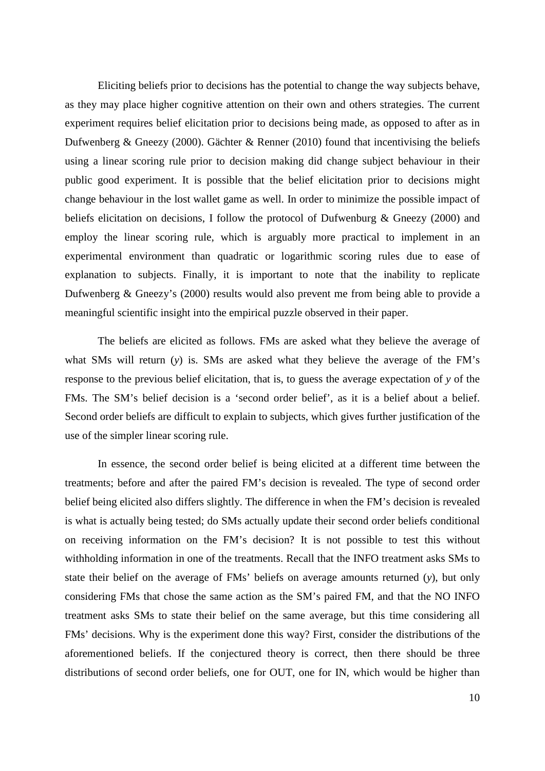Eliciting beliefs prior to decisions has the potential to change the way subjects behave, as they may place higher cognitive attention on their own and others strategies. The current experiment requires belief elicitation prior to decisions being made, as opposed to after as in Dufwenberg & Gneezy (2000). Gächter & Renner (2010) found that incentivising the beliefs using a linear scoring rule prior to decision making did change subject behaviour in their public good experiment. It is possible that the belief elicitation prior to decisions might change behaviour in the lost wallet game as well. In order to minimize the possible impact of beliefs elicitation on decisions, I follow the protocol of Dufwenburg & Gneezy (2000) and employ the linear scoring rule, which is arguably more practical to implement in an experimental environment than quadratic or logarithmic scoring rules due to ease of explanation to subjects. Finally, it is important to note that the inability to replicate Dufwenberg & Gneezy's (2000) results would also prevent me from being able to provide a meaningful scientific insight into the empirical puzzle observed in their paper.

The beliefs are elicited as follows. FMs are asked what they believe the average of what SMs will return ($y$) is. SMs are asked what they believe the average of the FM's response to the previous belief elicitation, that is, to guess the average expectation of $y$ of the FMs. The SM's belief decision is a 'second order belief', as it is a belief about a belief. Second order beliefs are difficult to explain to subjects, which gives further justification of the use of the simpler linear scoring rule.

In essence, the second order belief is being elicited at a different time between the treatments; before and after the paired FM's decision is revealed. The type of second order belief being elicited also differs slightly. The difference in when the FM's decision is revealed is what is actually being tested; do SMs actually update their second order beliefs conditional on receiving information on the FM's decision? It is not possible to test this without withholding information in one of the treatments. Recall that the INFO treatment asks SMs to state their belief on the average of FMs' beliefs on average amounts returned ($y$), but only considering FMs that chose the same action as the SM's paired FM, and that the NO INFO treatment asks SMs to state their belief on the same average, but this time considering all FMs' decisions. Why is the experiment done this way? First, consider the distributions of the aforementioned beliefs. If the conjectured theory is correct, then there should be three distributions of second order beliefs, one for OUT, one for IN, which would be higher than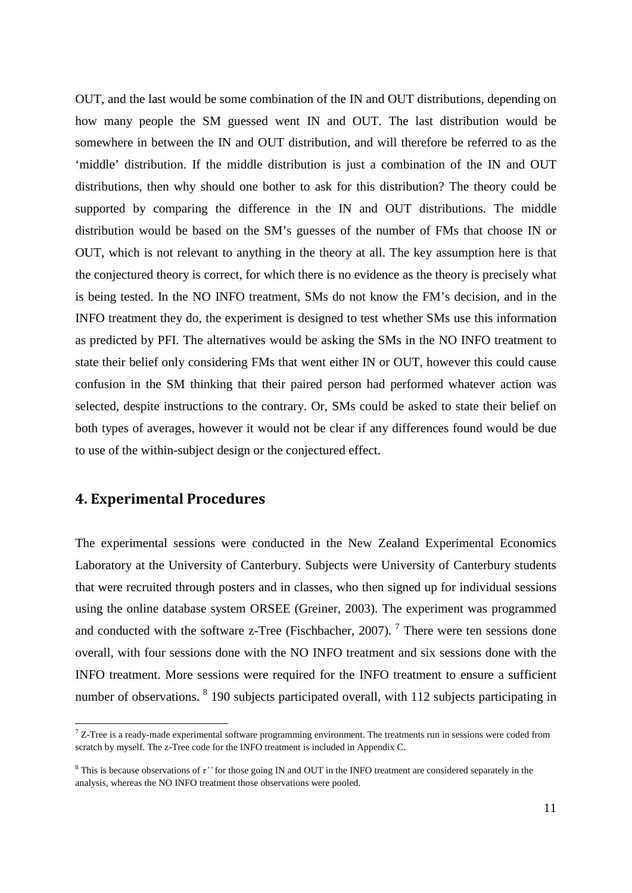OUT, and the last would be some combination of the IN and OUT distributions, depending on how many people the SM guessed went IN and OUT. The last distribution would be somewhere in between the IN and OUT distribution, and will therefore be referred to as the 'middle' distribution. If the middle distribution is just a combination of the IN and OUT distributions, then why should one bother to ask for this distribution? The theory could be supported by comparing the difference in the IN and OUT distributions. The middle distribution would be based on the SM's guesses of the number of FMs that choose IN or OUT, which is not relevant to anything in the theory at all. The key assumption here is that the conjectured theory is correct, for which there is no evidence as the theory is precisely what is being tested. In the NO INFO treatment, SMs do not know the FM's decision, and in the INFO treatment they do, the experiment is designed to test whether SMs use this information as predicted by PFI. The alternatives would be asking the SMs in the NO INFO treatment to state their belief only considering FMs that went either IN or OUT, however this could cause confusion in the SM thinking that their paired person had performed whatever action was selected, despite instructions to the contrary. Or, SMs could be asked to state their belief on both types of averages, however it would not be clear if any differences found would be due to use of the within-subject design or the conjectured effect.

## 4. Experimental Procedures

The experimental sessions were conducted in the New Zealand Experimental Economics Laboratory at the University of Canterbury. Subjects were University of Canterbury students that were recruited through posters and in classes, who then signed up for individual sessions using the online database system ORSEE (Greiner, 2003). The experiment was programmed and conducted with the software z-Tree (Fischbacher, 2007). [7] There were ten sessions done overall, with four sessions done with the NO INFO treatment and six sessions done with the INFO treatment. More sessions were required for the INFO treatment to ensure a sufficient number of observations. [8] 190 subjects participated overall, with 112 subjects participating in

---

[7] Z-Tree is a ready-made experimental software programming environment. The treatments run in sessions were coded from scratch by myself. The z-Tree code for the INFO treatment is included in Appendix C.

[8] This is because observations of $\tau''$ for those going IN and OUT in the INFO treatment are considered separately in the analysis, whereas the NO INFO treatment those observations were pooled.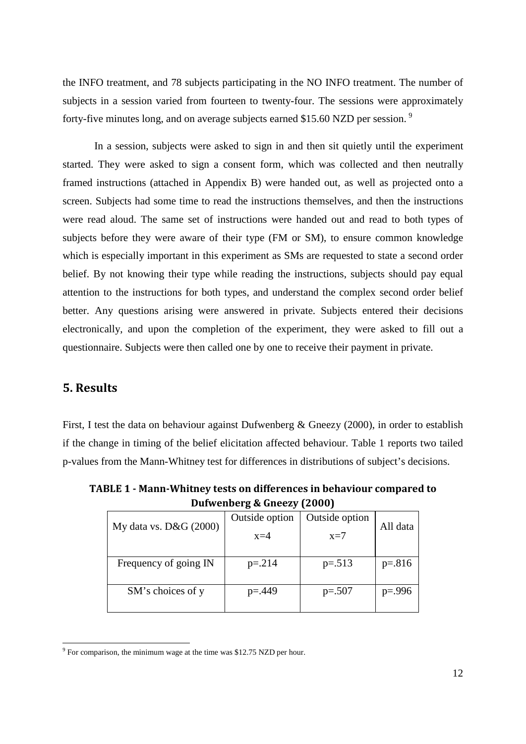the INFO treatment, and 78 subjects participating in the NO INFO treatment. The number of subjects in a session varied from fourteen to twenty-four. The sessions were approximately forty-five minutes long, and on average subjects earned \$15.60 NZD per session. [9]

In a session, subjects were asked to sign in and then sit quietly until the experiment started. They were asked to sign a consent form, which was collected and then neutrally framed instructions (attached in Appendix B) were handed out, as well as projected onto a screen. Subjects had some time to read the instructions themselves, and then the instructions were read aloud. The same set of instructions were handed out and read to both types of subjects before they were aware of their type (FM or SM), to ensure common knowledge which is especially important in this experiment as SMs are requested to state a second order belief. By not knowing their type while reading the instructions, subjects should pay equal attention to the instructions for both types, and understand the complex second order belief better. Any questions arising were answered in private. Subjects entered their decisions electronically, and upon the completion of the experiment, they were asked to fill out a questionnaire. Subjects were then called one by one to receive their payment in private.

## 5. Results

First, I test the data on behaviour against Dufwenberg & Gneezy (2000), in order to establish if the change in timing of the belief elicitation affected behaviour. Table 1 reports two tailed p-values from the Mann-Whitney test for differences in distributions of subject's decisions.

**TABLE 1 - Mann-Whitney tests on differences in behaviour compared to Dufwenberg & Gneezy (2000)**

| My data vs. D&G (2000) | Outside option $x=4$ | Outside option $x=7$ | All data |
|---|---|---|---|
| Frequency of going IN | p=.214 | p=.513 | p=.816 |
| SM's choices of y | p=.449 | p=.507 | p=.996 |

[9] For comparison, the minimum wage at the time was \$12.75 NZD per hour.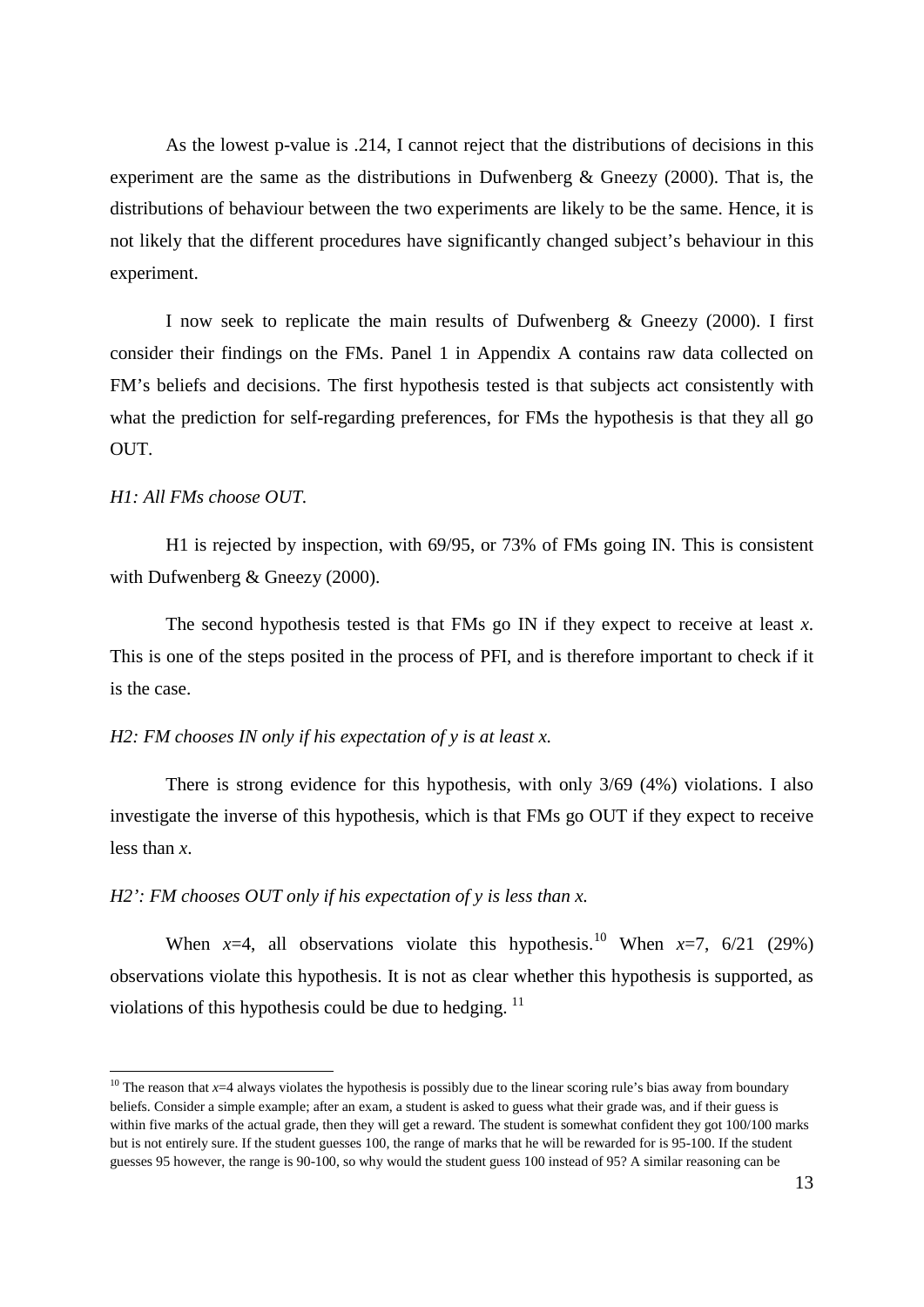As the lowest p-value is .214, I cannot reject that the distributions of decisions in this experiment are the same as the distributions in Dufwenberg & Gneezy (2000). That is, the distributions of behaviour between the two experiments are likely to be the same. Hence, it is not likely that the different procedures have significantly changed subject's behaviour in this experiment.

I now seek to replicate the main results of Dufwenberg & Gneezy (2000). I first consider their findings on the FMs. Panel 1 in Appendix A contains raw data collected on FM's beliefs and decisions. The first hypothesis tested is that subjects act consistently with what the prediction for self-regarding preferences, for FMs the hypothesis is that they all go OUT.

*H1: All FMs choose OUT.*

H1 is rejected by inspection, with 69/95, or 73% of FMs going IN. This is consistent with Dufwenberg & Gneezy (2000).

The second hypothesis tested is that FMs go IN if they expect to receive at least $x$. This is one of the steps posited in the process of PFI, and is therefore important to check if it is the case.

*H2: FM chooses IN only if his expectation of $y$ is at least $x$.*

There is strong evidence for this hypothesis, with only 3/69 (4%) violations. I also investigate the inverse of this hypothesis, which is that FMs go OUT if they expect to receive less than $x$.

*H2': FM chooses OUT only if his expectation of $y$ is less than $x$.*

When $x$=4, all observations violate this hypothesis.[10] When $x$=7, 6/21 (29%) observations violate this hypothesis. It is not as clear whether this hypothesis is supported, as violations of this hypothesis could be due to hedging. [11]

---

[10] The reason that $x$=4 always violates the hypothesis is possibly due to the linear scoring rule's bias away from boundary beliefs. Consider a simple example; after an exam, a student is asked to guess what their grade was, and if their guess is within five marks of the actual grade, then they will get a reward. The student is somewhat confident they got 100/100 marks but is not entirely sure. If the student guesses 100, the range of marks that he will be rewarded for is 95-100. If the student guesses 95 however, the range is 90-100, so why would the student guess 100 instead of 95? A similar reasoning can be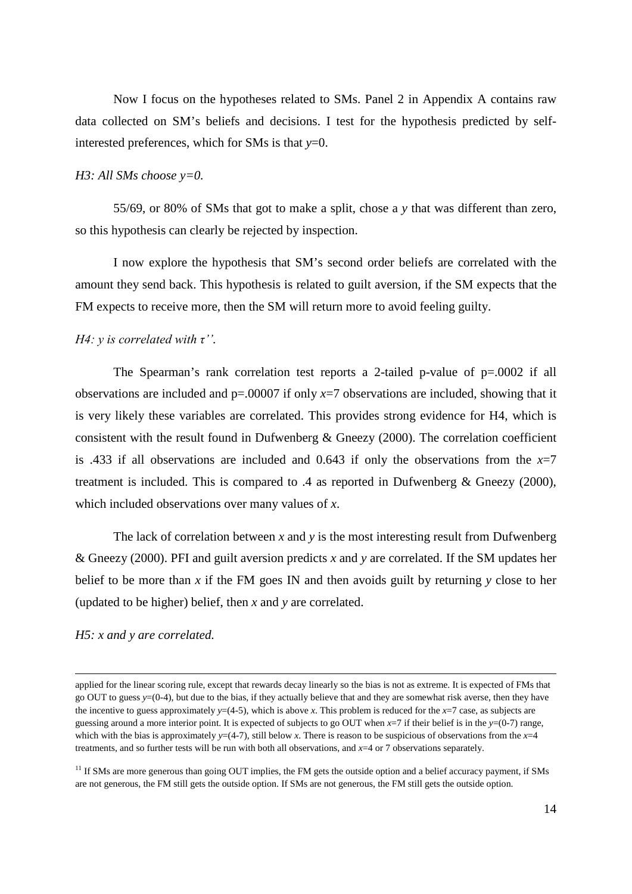Now I focus on the hypotheses related to SMs. Panel 2 in Appendix A contains raw data collected on SM's beliefs and decisions. I test for the hypothesis predicted by self-interested preferences, which for SMs is that $y$=0.

*H3: All SMs choose y=0.*

55/69, or 80% of SMs that got to make a split, chose a $y$ that was different than zero, so this hypothesis can clearly be rejected by inspection.

I now explore the hypothesis that SM's second order beliefs are correlated with the amount they send back. This hypothesis is related to guilt aversion, if the SM expects that the FM expects to receive more, then the SM will return more to avoid feeling guilty.

*H4: y is correlated with* $\tau''$.

The Spearman's rank correlation test reports a 2-tailed p-value of p=.0002 if all observations are included and p=.00007 if only $x$=7 observations are included, showing that it is very likely these variables are correlated. This provides strong evidence for H4, which is consistent with the result found in Dufwenberg & Gneezy (2000). The correlation coefficient is .433 if all observations are included and 0.643 if only the observations from the $x$=7 treatment is included. This is compared to .4 as reported in Dufwenberg & Gneezy (2000), which included observations over many values of $x$.

The lack of correlation between $x$ and $y$ is the most interesting result from Dufwenberg & Gneezy (2000). PFI and guilt aversion predicts $x$ and $y$ are correlated. If the SM updates her belief to be more than $x$ if the FM goes IN and then avoids guilt by returning $y$ close to her (updated to be higher) belief, then $x$ and $y$ are correlated.

*H5: x and y are correlated.*

---

applied for the linear scoring rule, except that rewards decay linearly so the bias is not as extreme. It is expected of FMs that go OUT to guess $y$=(0-4), but due to the bias, if they actually believe that and they are somewhat risk averse, then they have the incentive to guess approximately $y$=(4-5), which is above $x$. This problem is reduced for the $x$=7 case, as subjects are guessing around a more interior point. It is expected of subjects to go OUT when $x$=7 if their belief is in the $y$=(0-7) range, which with the bias is approximately $y$=(4-7), still below $x$. There is reason to be suspicious of observations from the $x$=4 treatments, and so further tests will be run with both all observations, and $x$=4 or 7 observations separately.

[11] If SMs are more generous than going OUT implies, the FM gets the outside option and a belief accuracy payment, if SMs are not generous, the FM still gets the outside option. If SMs are not generous, the FM still gets the outside option.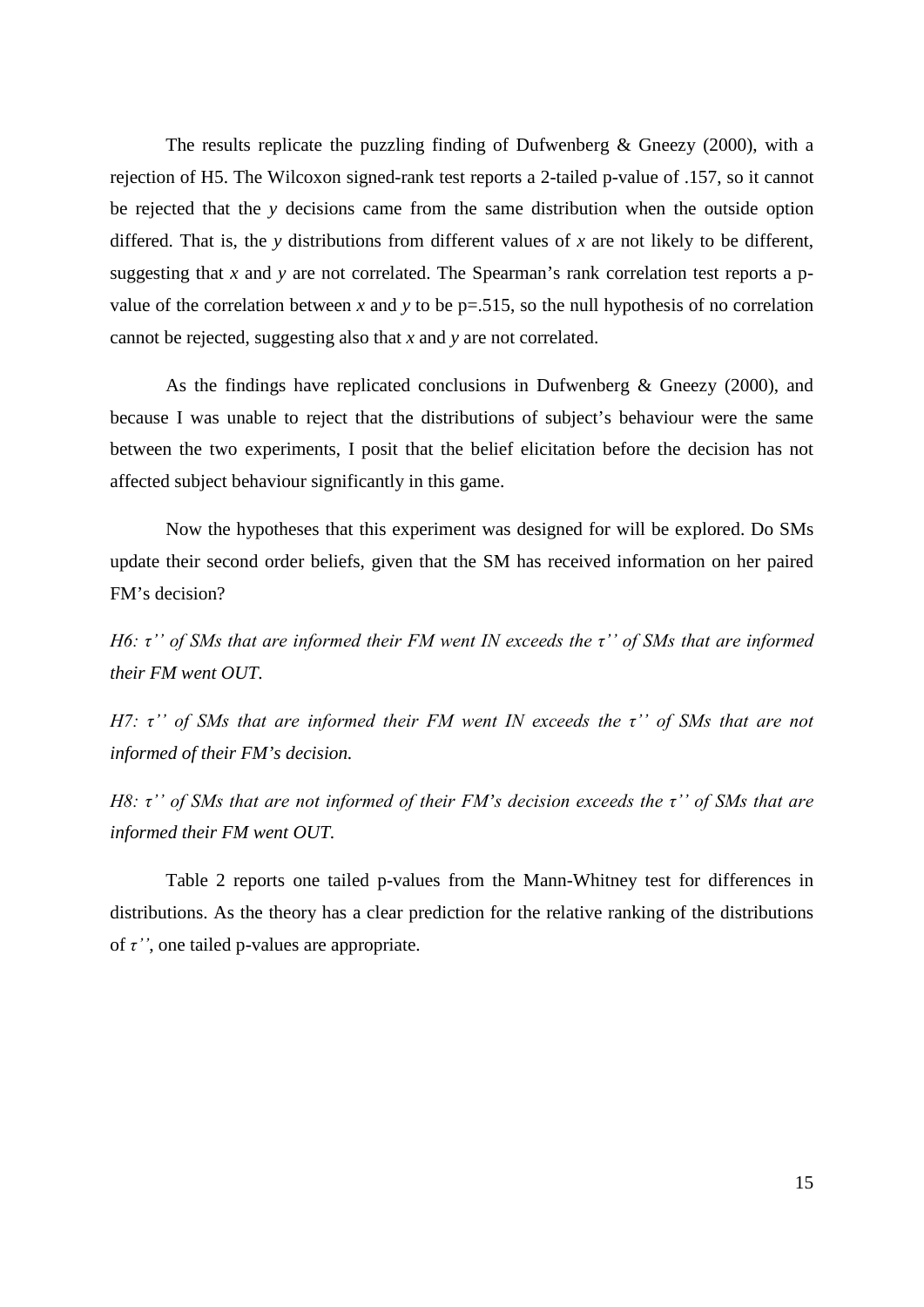The results replicate the puzzling finding of Dufwenberg & Gneezy (2000), with a rejection of H5. The Wilcoxon signed-rank test reports a 2-tailed p-value of .157, so it cannot be rejected that the *y* decisions came from the same distribution when the outside option differed. That is, the *y* distributions from different values of *x* are not likely to be different, suggesting that *x* and *y* are not correlated. The Spearman's rank correlation test reports a p-value of the correlation between *x* and *y* to be p=.515, so the null hypothesis of no correlation cannot be rejected, suggesting also that *x* and *y* are not correlated.

As the findings have replicated conclusions in Dufwenberg & Gneezy (2000), and because I was unable to reject that the distributions of subject's behaviour were the same between the two experiments, I posit that the belief elicitation before the decision has not affected subject behaviour significantly in this game.

Now the hypotheses that this experiment was designed for will be explored. Do SMs update their second order beliefs, given that the SM has received information on her paired FM's decision?

*H6: $\tau''$ of SMs that are informed their FM went IN exceeds the $\tau''$ of SMs that are informed their FM went OUT.*

*H7: $\tau''$ of SMs that are informed their FM went IN exceeds the $\tau''$ of SMs that are not informed of their FM's decision.*

*H8: $\tau''$ of SMs that are not informed of their FM's decision exceeds the $\tau''$ of SMs that are informed their FM went OUT.*

Table 2 reports one tailed p-values from the Mann-Whitney test for differences in distributions. As the theory has a clear prediction for the relative ranking of the distributions of $\tau''$, one tailed p-values are appropriate.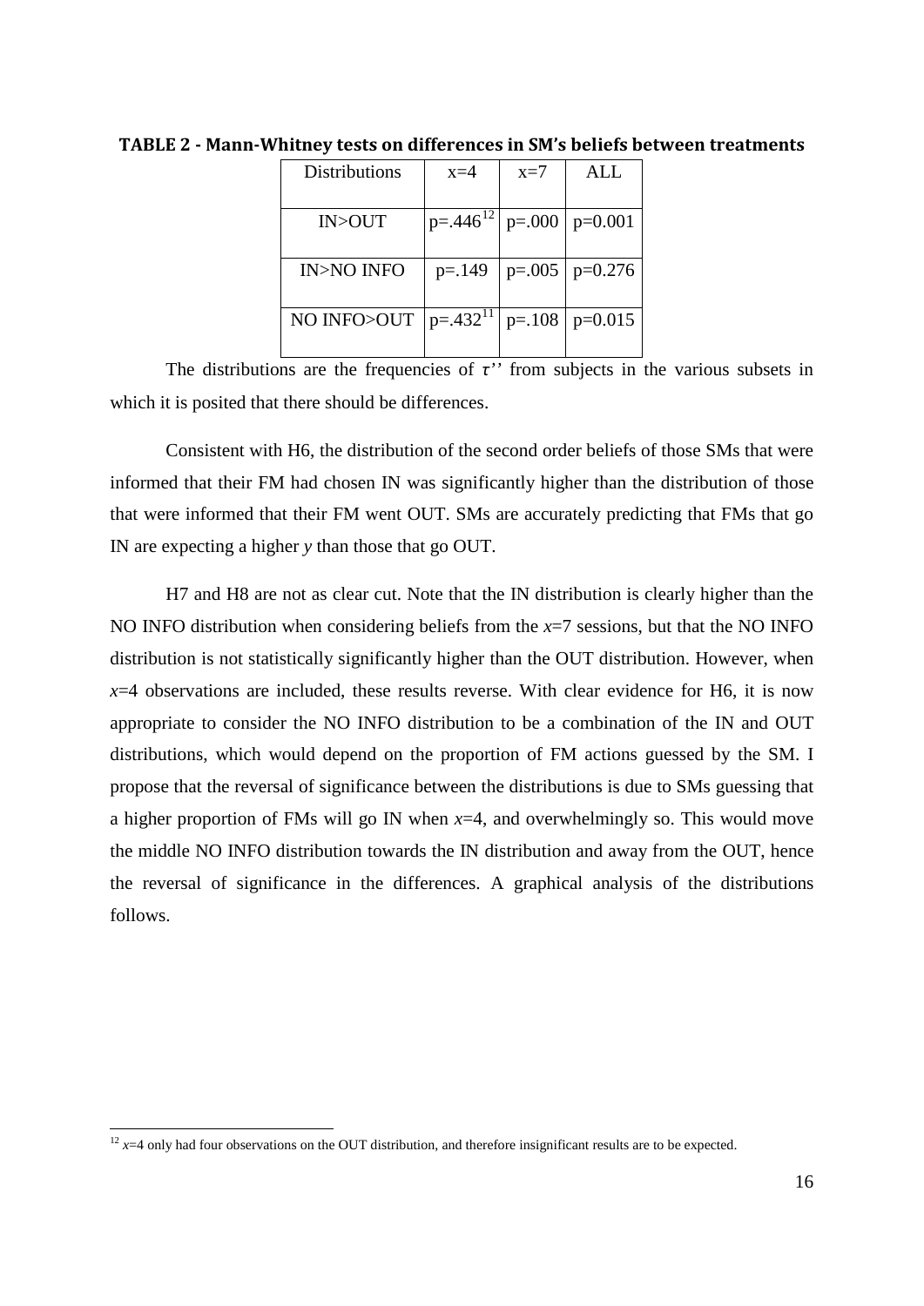**TABLE 2 - Mann-Whitney tests on differences in SM's beliefs between treatments**

| Distributions | x=4 | x=7 | ALL |
|---|---|---|---|
| IN>OUT | p=.446[12] | p=.000 | p=0.001 |
| IN>NO INFO | p=.149 | p=.005 | p=0.276 |
| NO INFO>OUT | p=.432[11] | p=.108 | p=0.015 |

The distributions are the frequencies of $\tau''$ from subjects in the various subsets in which it is posited that there should be differences.

Consistent with H6, the distribution of the second order beliefs of those SMs that were informed that their FM had chosen IN was significantly higher than the distribution of those that were informed that their FM went OUT. SMs are accurately predicting that FMs that go IN are expecting a higher $y$ than those that go OUT.

H7 and H8 are not as clear cut. Note that the IN distribution is clearly higher than the NO INFO distribution when considering beliefs from the $x$=7 sessions, but that the NO INFO distribution is not statistically significantly higher than the OUT distribution. However, when $x$=4 observations are included, these results reverse. With clear evidence for H6, it is now appropriate to consider the NO INFO distribution to be a combination of the IN and OUT distributions, which would depend on the proportion of FM actions guessed by the SM. I propose that the reversal of significance between the distributions is due to SMs guessing that a higher proportion of FMs will go IN when $x$=4, and overwhelmingly so. This would move the middle NO INFO distribution towards the IN distribution and away from the OUT, hence the reversal of significance in the differences. A graphical analysis of the distributions follows.

[12] $x$=4 only had four observations on the OUT distribution, and therefore insignificant results are to be expected.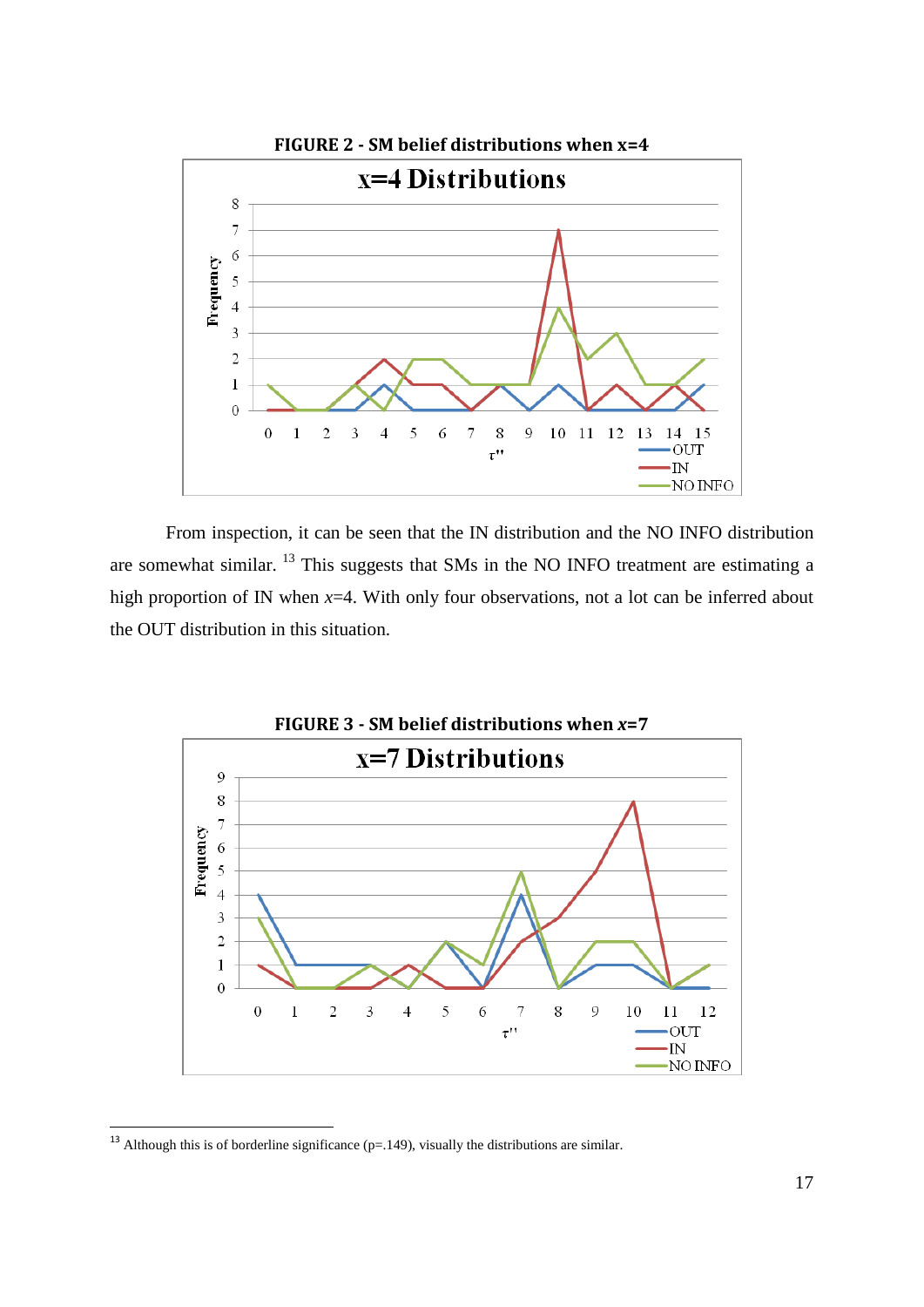**FIGURE 2 - SM belief distributions when x=4**

From inspection, it can be seen that the IN distribution and the NO INFO distribution are somewhat similar. [13] This suggests that SMs in the NO INFO treatment are estimating a high proportion of IN when $x$=4. With only four observations, not a lot can be inferred about the OUT distribution in this situation.

**FIGURE 3 - SM belief distributions when $x$=7**

[13] Although this is of borderline significance (p=.149), visually the distributions are similar.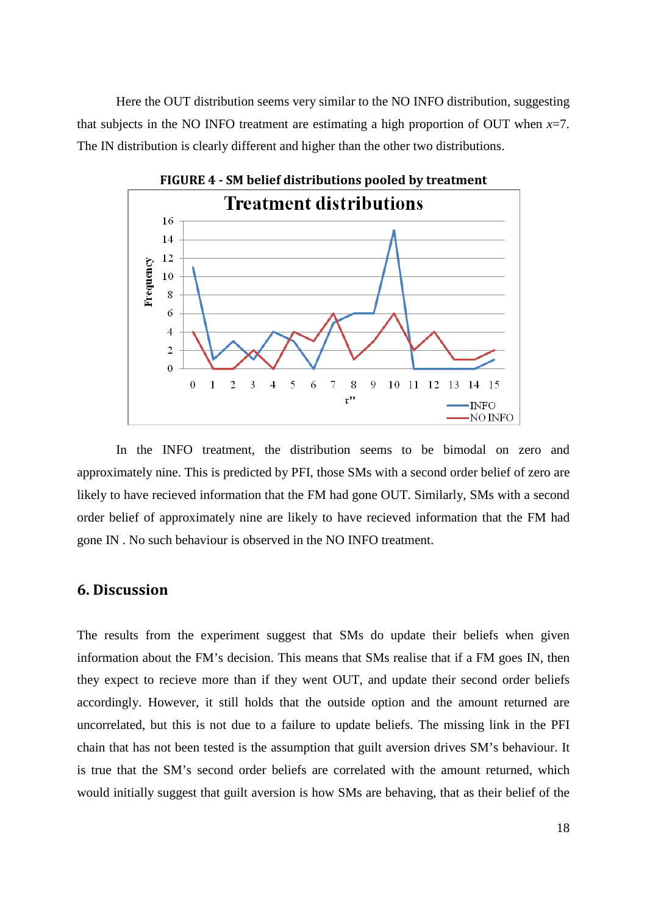Here the OUT distribution seems very similar to the NO INFO distribution, suggesting that subjects in the NO INFO treatment are estimating a high proportion of OUT when $x$=7. The IN distribution is clearly different and higher than the other two distributions.

**FIGURE 4 - SM belief distributions pooled by treatment**

In the INFO treatment, the distribution seems to be bimodal on zero and approximately nine. This is predicted by PFI, those SMs with a second order belief of zero are likely to have recieved information that the FM had gone OUT. Similarly, SMs with a second order belief of approximately nine are likely to have recieved information that the FM had gone IN . No such behaviour is observed in the NO INFO treatment.

## 6. Discussion

The results from the experiment suggest that SMs do update their beliefs when given information about the FM's decision. This means that SMs realise that if a FM goes IN, then they expect to recieve more than if they went OUT, and update their second order beliefs accordingly. However, it still holds that the outside option and the amount returned are uncorrelated, but this is not due to a failure to update beliefs. The missing link in the PFI chain that has not been tested is the assumption that guilt aversion drives SM's behaviour. It is true that the SM's second order beliefs are correlated with the amount returned, which would initially suggest that guilt aversion is how SMs are behaving, that as their belief of the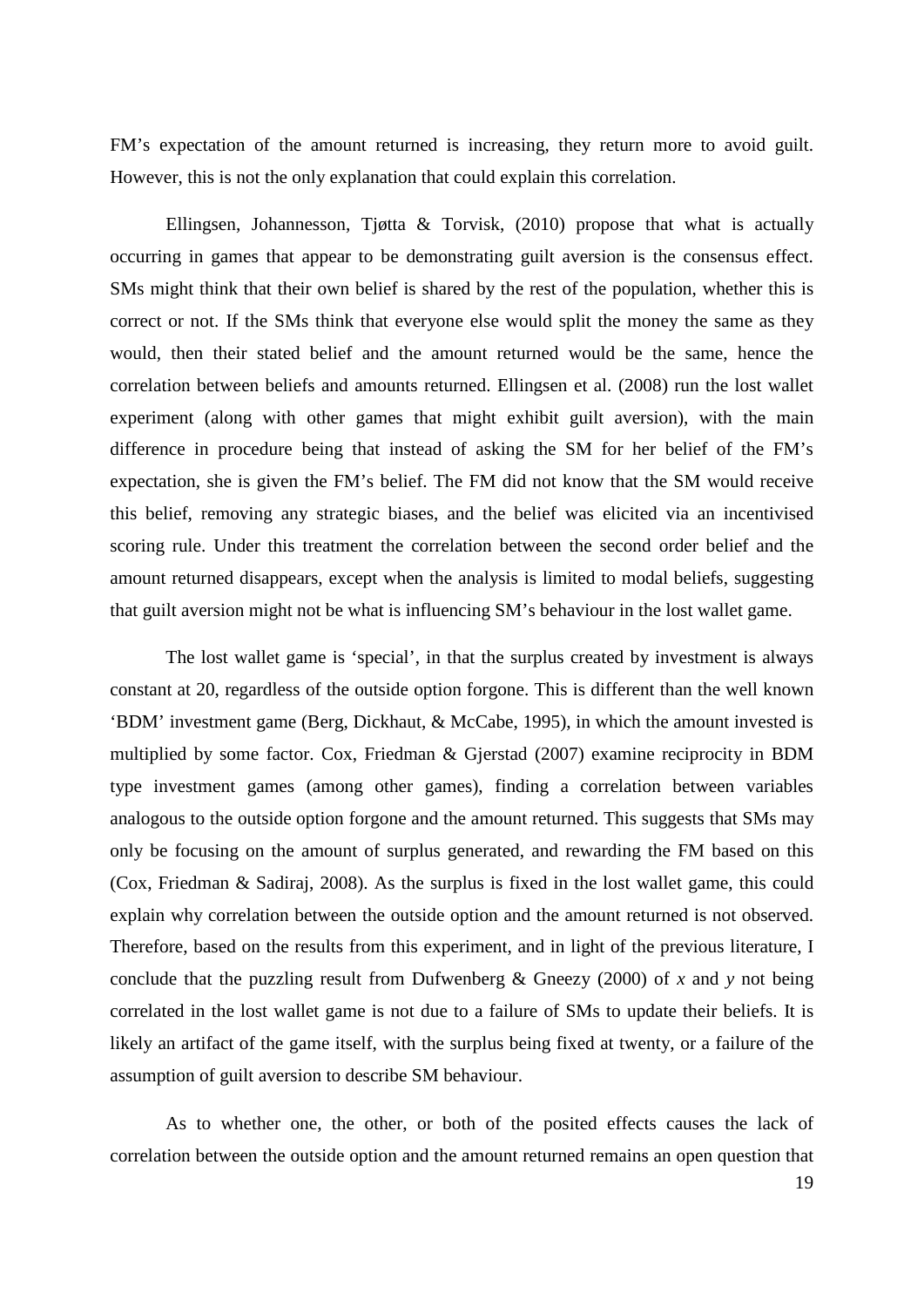FM's expectation of the amount returned is increasing, they return more to avoid guilt. However, this is not the only explanation that could explain this correlation.

Ellingsen, Johannesson, Tjøtta & Torvisk, (2010) propose that what is actually occurring in games that appear to be demonstrating guilt aversion is the consensus effect. SMs might think that their own belief is shared by the rest of the population, whether this is correct or not. If the SMs think that everyone else would split the money the same as they would, then their stated belief and the amount returned would be the same, hence the correlation between beliefs and amounts returned. Ellingsen et al. (2008) run the lost wallet experiment (along with other games that might exhibit guilt aversion), with the main difference in procedure being that instead of asking the SM for her belief of the FM's expectation, she is given the FM's belief. The FM did not know that the SM would receive this belief, removing any strategic biases, and the belief was elicited via an incentivised scoring rule. Under this treatment the correlation between the second order belief and the amount returned disappears, except when the analysis is limited to modal beliefs, suggesting that guilt aversion might not be what is influencing SM's behaviour in the lost wallet game.

The lost wallet game is 'special', in that the surplus created by investment is always constant at 20, regardless of the outside option forgone. This is different than the well known 'BDM' investment game (Berg, Dickhaut, & McCabe, 1995), in which the amount invested is multiplied by some factor. Cox, Friedman & Gjerstad (2007) examine reciprocity in BDM type investment games (among other games), finding a correlation between variables analogous to the outside option forgone and the amount returned. This suggests that SMs may only be focusing on the amount of surplus generated, and rewarding the FM based on this (Cox, Friedman & Sadiraj, 2008). As the surplus is fixed in the lost wallet game, this could explain why correlation between the outside option and the amount returned is not observed. Therefore, based on the results from this experiment, and in light of the previous literature, I conclude that the puzzling result from Dufwenberg & Gneezy (2000) of $x$ and $y$ not being correlated in the lost wallet game is not due to a failure of SMs to update their beliefs. It is likely an artifact of the game itself, with the surplus being fixed at twenty, or a failure of the assumption of guilt aversion to describe SM behaviour.

As to whether one, the other, or both of the posited effects causes the lack of correlation between the outside option and the amount returned remains an open question that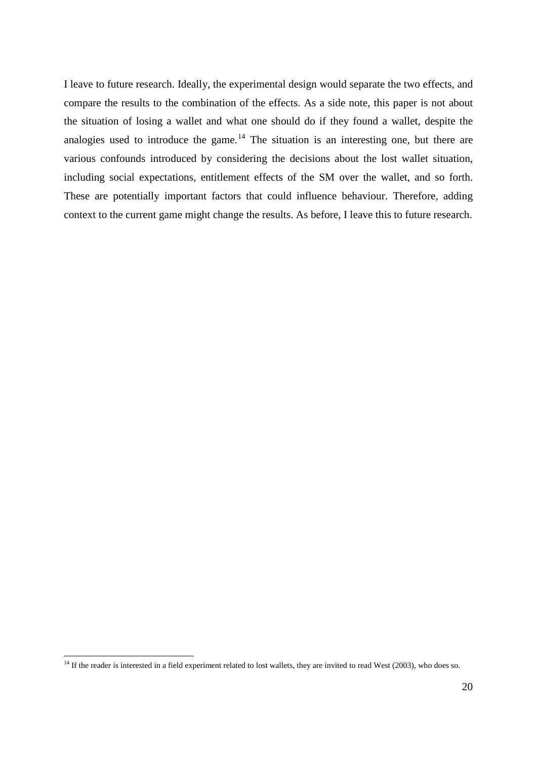I leave to future research. Ideally, the experimental design would separate the two effects, and compare the results to the combination of the effects. As a side note, this paper is not about the situation of losing a wallet and what one should do if they found a wallet, despite the analogies used to introduce the game.[14] The situation is an interesting one, but there are various confounds introduced by considering the decisions about the lost wallet situation, including social expectations, entitlement effects of the SM over the wallet, and so forth. These are potentially important factors that could influence behaviour. Therefore, adding context to the current game might change the results. As before, I leave this to future research.

[14] If the reader is interested in a field experiment related to lost wallets, they are invited to read West (2003), who does so.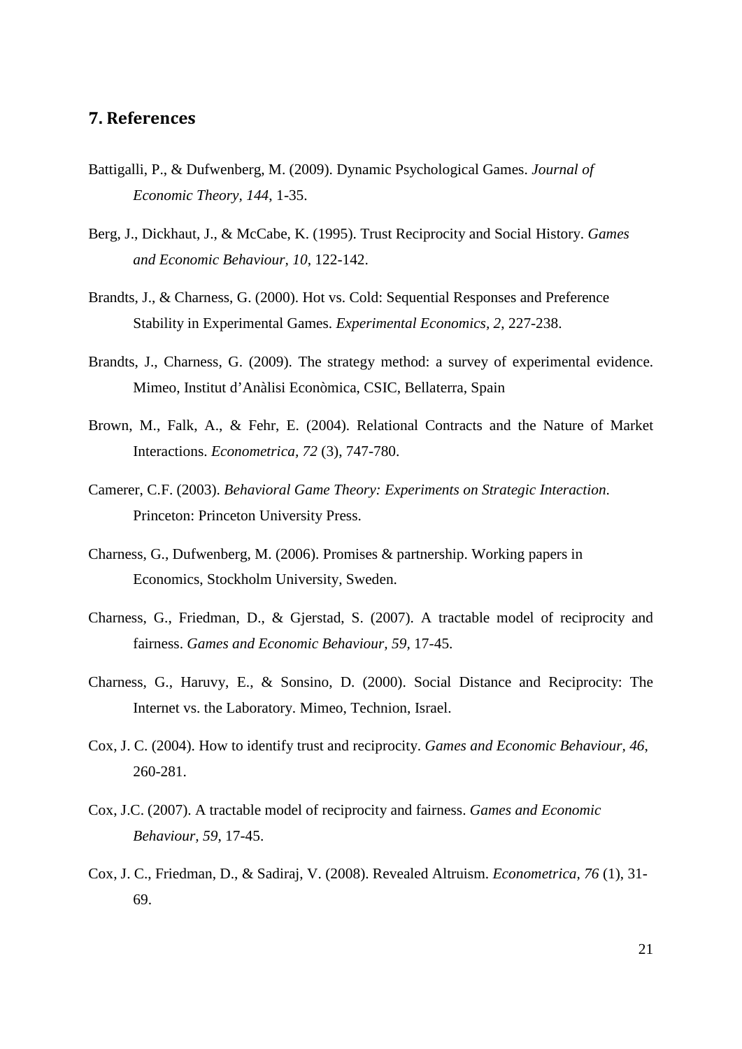## 7. References

Battigalli, P., & Dufwenberg, M. (2009). Dynamic Psychological Games. *Journal of Economic Theory, 144*, 1-35.

Berg, J., Dickhaut, J., & McCabe, K. (1995). Trust Reciprocity and Social History. *Games and Economic Behaviour, 10*, 122-142.

Brandts, J., & Charness, G. (2000). Hot vs. Cold: Sequential Responses and Preference Stability in Experimental Games. *Experimental Economics, 2*, 227-238.

Brandts, J., Charness, G. (2009). The strategy method: a survey of experimental evidence. Mimeo, Institut d'Anàlisi Econòmica, CSIC, Bellaterra, Spain

Brown, M., Falk, A., & Fehr, E. (2004). Relational Contracts and the Nature of Market Interactions. *Econometrica, 72* (3), 747-780.

Camerer, C.F. (2003). *Behavioral Game Theory: Experiments on Strategic Interaction*. Princeton: Princeton University Press.

Charness, G., Dufwenberg, M. (2006). Promises & partnership. Working papers in Economics, Stockholm University, Sweden.

Charness, G., Friedman, D., & Gjerstad, S. (2007). A tractable model of reciprocity and fairness. *Games and Economic Behaviour, 59*, 17-45.

Charness, G., Haruvy, E., & Sonsino, D. (2000). Social Distance and Reciprocity: The Internet vs. the Laboratory. Mimeo, Technion, Israel.

Cox, J. C. (2004). How to identify trust and reciprocity. *Games and Economic Behaviour, 46*, 260-281.

Cox, J.C. (2007). A tractable model of reciprocity and fairness. *Games and Economic Behaviour, 59*, 17-45.

Cox, J. C., Friedman, D., & Sadiraj, V. (2008). Revealed Altruism. *Econometrica, 76* (1), 31-69.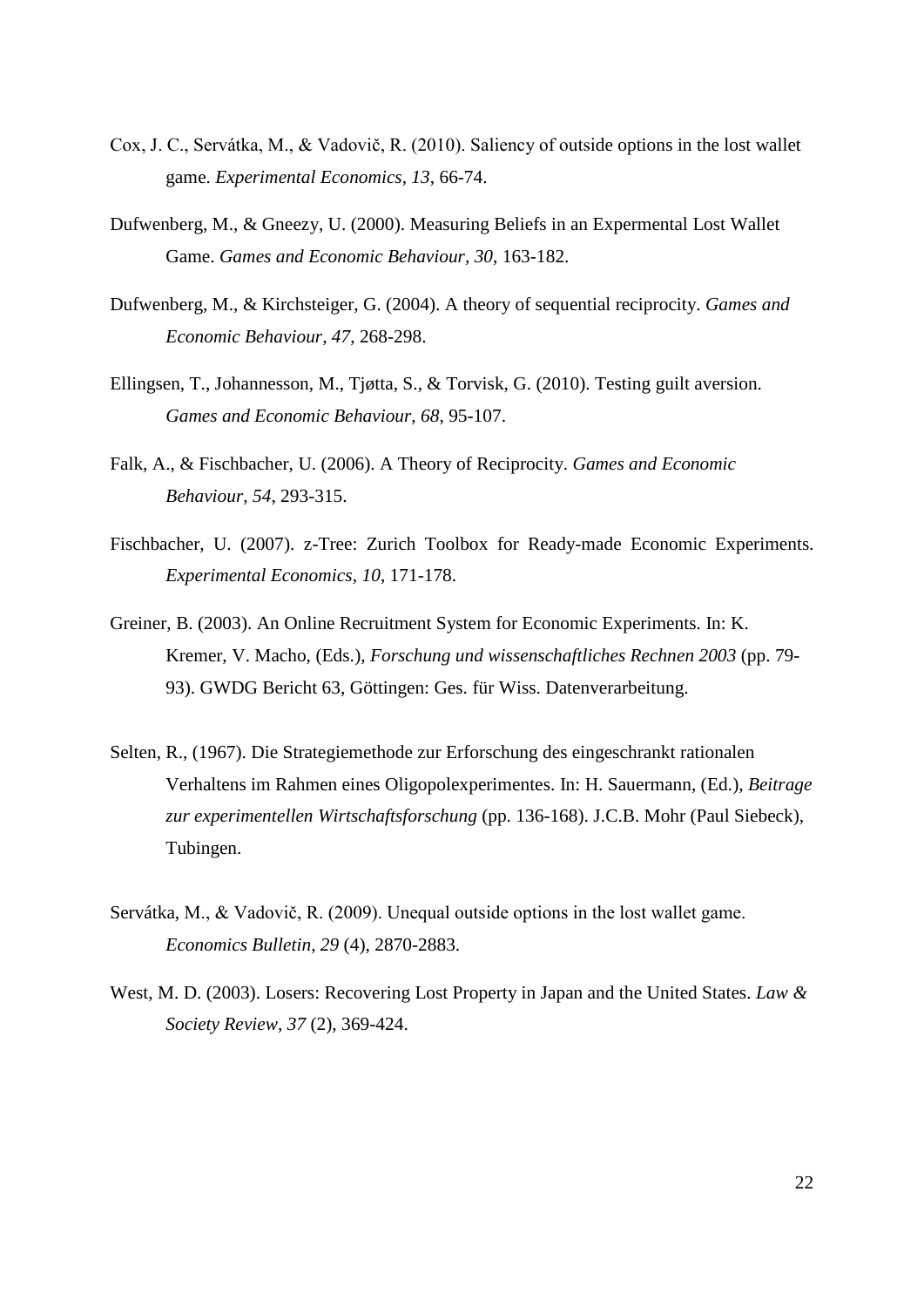Cox, J. C., Servátka, M., & Vadovič, R. (2010). Saliency of outside options in the lost wallet game. *Experimental Economics*, *13*, 66-74.

Dufwenberg, M., & Gneezy, U. (2000). Measuring Beliefs in an Expermental Lost Wallet Game. *Games and Economic Behaviour, 30*, 163-182.

Dufwenberg, M., & Kirchsteiger, G. (2004). A theory of sequential reciprocity. *Games and Economic Behaviour, 47*, 268-298.

Ellingsen, T., Johannesson, M., Tjøtta, S., & Torvisk, G. (2010). Testing guilt aversion. *Games and Economic Behaviour, 68*, 95-107.

Falk, A., & Fischbacher, U. (2006). A Theory of Reciprocity. *Games and Economic Behaviour, 54*, 293-315.

Fischbacher, U. (2007). z-Tree: Zurich Toolbox for Ready-made Economic Experiments. *Experimental Economics*, *10*, 171-178.

Greiner, B. (2003). An Online Recruitment System for Economic Experiments. In: K. Kremer, V. Macho, (Eds.), *Forschung und wissenschaftliches Rechnen 2003* (pp. 79-93). GWDG Bericht 63, Göttingen: Ges. für Wiss. Datenverarbeitung.

Selten, R., (1967). Die Strategiemethode zur Erforschung des eingeschrankt rationalen Verhaltens im Rahmen eines Oligopolexperimentes. In: H. Sauermann, (Ed.), *Beitrage zur experimentellen Wirtschaftsforschung* (pp. 136-168). J.C.B. Mohr (Paul Siebeck), Tubingen.

Servátka, M., & Vadovič, R. (2009). Unequal outside options in the lost wallet game. *Economics Bulletin, 29* (4), 2870-2883.

West, M. D. (2003). Losers: Recovering Lost Property in Japan and the United States. *Law & Society Review, 37* (2), 369-424.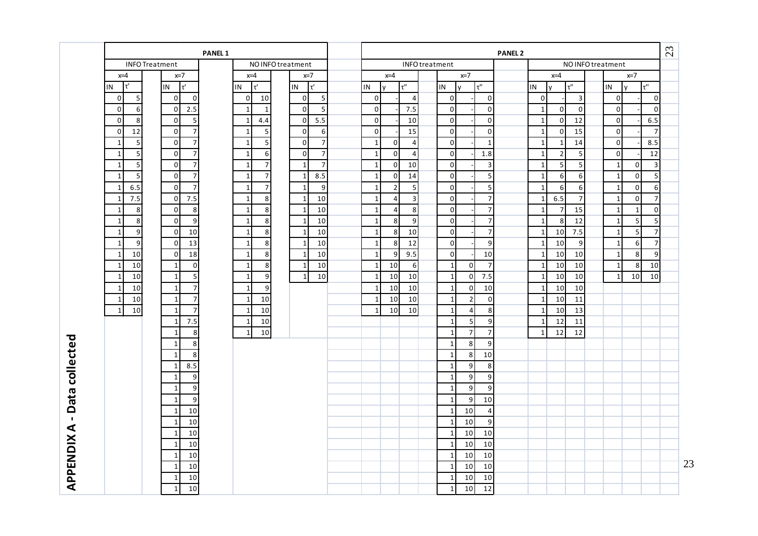## APPENDIX A - Data collected

### PANEL 1

| INFO Treatment | | | | NO INFO treatment | | | |
|---|---|---|---|---|---|---|---|
| x=4 | | x=7 | | x=4 | | x=7 | |
| IN | τ' | IN | τ' | IN | τ' | IN | τ' |
| 0 | 5 | 0 | 0 | 0 | 10 | 0 | 5 |
| 0 | 6 | 0 | 2.5 | 1 | 1 | 0 | 5 |
| 0 | 8 | 0 | 5 | 1 | 4.4 | 0 | 5.5 |
| 0 | 12 | 0 | 7 | 1 | 5 | 0 | 6 |
| 1 | 5 | 0 | 7 | 1 | 5 | 0 | 7 |
| 1 | 5 | 0 | 7 | 1 | 6 | 0 | 7 |
| 1 | 5 | 0 | 7 | 1 | 7 | 1 | 7 |
| 1 | 5 | 0 | 7 | 1 | 7 | 1 | 8.5 |
| 1 | 6.5 | 0 | 7 | 1 | 7 | 1 | 9 |
| 1 | 7.5 | 0 | 7.5 | 1 | 8 | 1 | 10 |
| 1 | 8 | 0 | 8 | 1 | 8 | 1 | 10 |
| 1 | 8 | 0 | 9 | 1 | 8 | 1 | 10 |
| 1 | 9 | 0 | 10 | 1 | 8 | 1 | 10 |
| 1 | 9 | 0 | 13 | 1 | 8 | 1 | 10 |
| 1 | 10 | 0 | 18 | 1 | 8 | 1 | 10 |
| 1 | 10 | 1 | 0 | 1 | 8 | 1 | 10 |
| 1 | 10 | 1 | 5 | 1 | 9 | 1 | 10 |
| 1 | 10 | 1 | 7 | 1 | 9 | | |
| 1 | 10 | 1 | 7 | 1 | 10 | | |
| 1 | 10 | 1 | 7 | 1 | 10 | | |
| | | 1 | 7.5 | 1 | 10 | | |
| | | 1 | 8 | 1 | 10 | | |
| | | 1 | 8 | | | | |
| | | 1 | 8 | | | | |
| | | 1 | 8.5 | | | | |
| | | 1 | 9 | | | | |
| | | 1 | 9 | | | | |
| | | 1 | 9 | | | | |
| | | 1 | 10 | | | | |
| | | 1 | 10 | | | | |
| | | 1 | 10 | | | | |
| | | 1 | 10 | | | | |
| | | 1 | 10 | | | | |
| | | 1 | 10 | | | | |
| | | 1 | 10 | | | | |
| | | 1 | 10 | | | | |

### PANEL 2

| INFO treatment | | | | | | NO INFO treatment | | | | | |
|---|---|---|---|---|---|---|---|---|---|---|---|
| x=4 | | | x=7 | | | x=4 | | | x=7 | | |
| IN | y | τ'' | IN | y | τ'' | IN | y | τ'' | IN | y | τ'' |
| 0 | - | 4 | 0 | - | 0 | 0 | - | 3 | 0 | - | 0 |
| 0 | - | 7.5 | 0 | - | 0 | 1 | 0 | 0 | 0 | - | 0 |
| 0 | - | 10 | 0 | - | 0 | 1 | 0 | 12 | 0 | - | 6.5 |
| 0 | - | 15 | 0 | - | 0 | 1 | 0 | 15 | 0 | - | 7 |
| 1 | 0 | 4 | 0 | - | 1 | 1 | 1 | 14 | 0 | - | 8.5 |
| 1 | 0 | 4 | 0 | - | 1.8 | 1 | 2 | 5 | 0 | - | 12 |
| 1 | 0 | 10 | 0 | - | 3 | 1 | 5 | 5 | 1 | 0 | 3 |
| 1 | 0 | 14 | 0 | - | 5 | 1 | 6 | 6 | 1 | 0 | 5 |
| 1 | 2 | 5 | 0 | - | 5 | 1 | 6 | 6 | 1 | 0 | 6 |
| 1 | 4 | 3 | 0 | - | 7 | 1 | 6.5 | 7 | 1 | 0 | 7 |
| 1 | 4 | 8 | 0 | - | 7 | 1 | 7 | 15 | 1 | 1 | 0 |
| 1 | 8 | 9 | 0 | - | 7 | 1 | 8 | 12 | 1 | 5 | 5 |
| 1 | 8 | 10 | 0 | - | 7 | 1 | 10 | 7.5 | 1 | 5 | 7 |
| 1 | 8 | 12 | 0 | - | 9 | 1 | 10 | 9 | 1 | 6 | 7 |
| 1 | 9 | 9.5 | 0 | - | 10 | 1 | 10 | 10 | 1 | 8 | 9 |
| 1 | 10 | 6 | 1 | 0 | 7 | 1 | 10 | 10 | 1 | 8 | 10 |
| 1 | 10 | 10 | 1 | 0 | 7.5 | 1 | 10 | 10 | 1 | 10 | 10 |
| 1 | 10 | 10 | 1 | 0 | 10 | 1 | 10 | 10 | | | |
| 1 | 10 | 10 | 1 | 2 | 0 | 1 | 10 | 11 | | | |
| 1 | 10 | 10 | 1 | 4 | 8 | 1 | 10 | 13 | | | |
| | | | 1 | 5 | 9 | 1 | 12 | 11 | | | |
| | | | 1 | 7 | 7 | 1 | 12 | 12 | | | |
| | | | 1 | 8 | 9 | | | | | | |
| | | | 1 | 8 | 10 | | | | | | |
| | | | 1 | 9 | 8 | | | | | | |
| | | | 1 | 9 | 9 | | | | | | |
| | | | 1 | 9 | 9 | | | | | | |
| | | | 1 | 9 | 10 | | | | | | |
| | | | 1 | 10 | 4 | | | | | | |
| | | | 1 | 10 | 9 | | | | | | |
| | | | 1 | 10 | 10 | | | | | | |
| | | | 1 | 10 | 10 | | | | | | |
| | | | 1 | 10 | 10 | | | | | | |
| | | | 1 | 10 | 10 | | | | | | |
| | | | 1 | 10 | 10 | | | | | | |
| | | | 1 | 10 | 12 | | | | | | |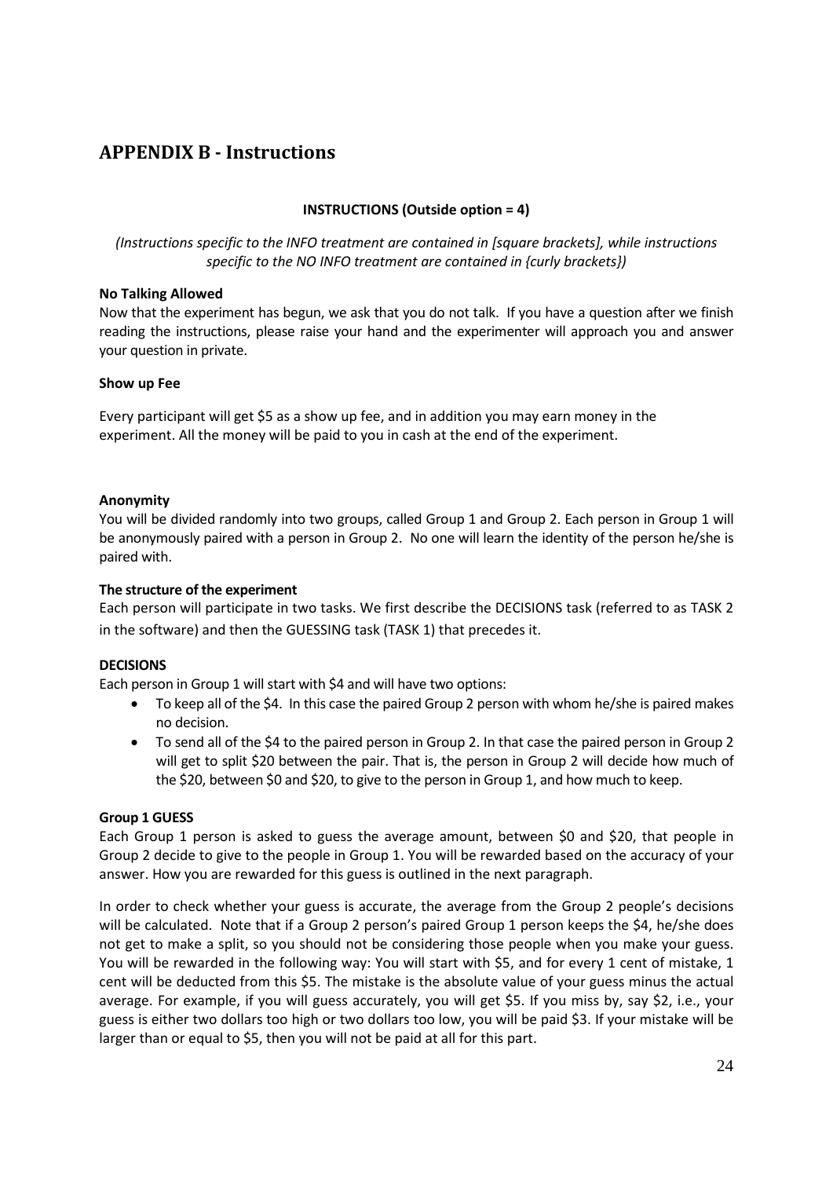## APPENDIX B - Instructions

**INSTRUCTIONS (Outside option = 4)**

*(Instructions specific to the INFO treatment are contained in [square brackets], while instructions specific to the NO INFO treatment are contained in {curly brackets})*

**No Talking Allowed**

Now that the experiment has begun, we ask that you do not talk. If you have a question after we finish reading the instructions, please raise your hand and the experimenter will approach you and answer your question in private.

**Show up Fee**

Every participant will get $5 as a show up fee, and in addition you may earn money in the experiment. All the money will be paid to you in cash at the end of the experiment.

**Anonymity**

You will be divided randomly into two groups, called Group 1 and Group 2. Each person in Group 1 will be anonymously paired with a person in Group 2. No one will learn the identity of the person he/she is paired with.

**The structure of the experiment**

Each person will participate in two tasks. We first describe the DECISIONS task (referred to as TASK 2 in the software) and then the GUESSING task (TASK 1) that precedes it.

**DECISIONS**

Each person in Group 1 will start with $4 and will have two options:

- To keep all of the $4. In this case the paired Group 2 person with whom he/she is paired makes no decision.
- To send all of the $4 to the paired person in Group 2. In that case the paired person in Group 2 will get to split $20 between the pair. That is, the person in Group 2 will decide how much of the $20, between $0 and $20, to give to the person in Group 1, and how much to keep.

**Group 1 GUESS**

Each Group 1 person is asked to guess the average amount, between $0 and $20, that people in Group 2 decide to give to the people in Group 1. You will be rewarded based on the accuracy of your answer. How you are rewarded for this guess is outlined in the next paragraph.

In order to check whether your guess is accurate, the average from the Group 2 people's decisions will be calculated. Note that if a Group 2 person's paired Group 1 person keeps the $4, he/she does not get to make a split, so you should not be considering those people when you make your guess. You will be rewarded in the following way: You will start with $5, and for every 1 cent of mistake, 1 cent will be deducted from this $5. The mistake is the absolute value of your guess minus the actual average. For example, if you will guess accurately, you will get $5. If you miss by, say $2, i.e., your guess is either two dollars too high or two dollars too low, you will be paid $3. If your mistake will be larger than or equal to $5, then you will not be paid at all for this part.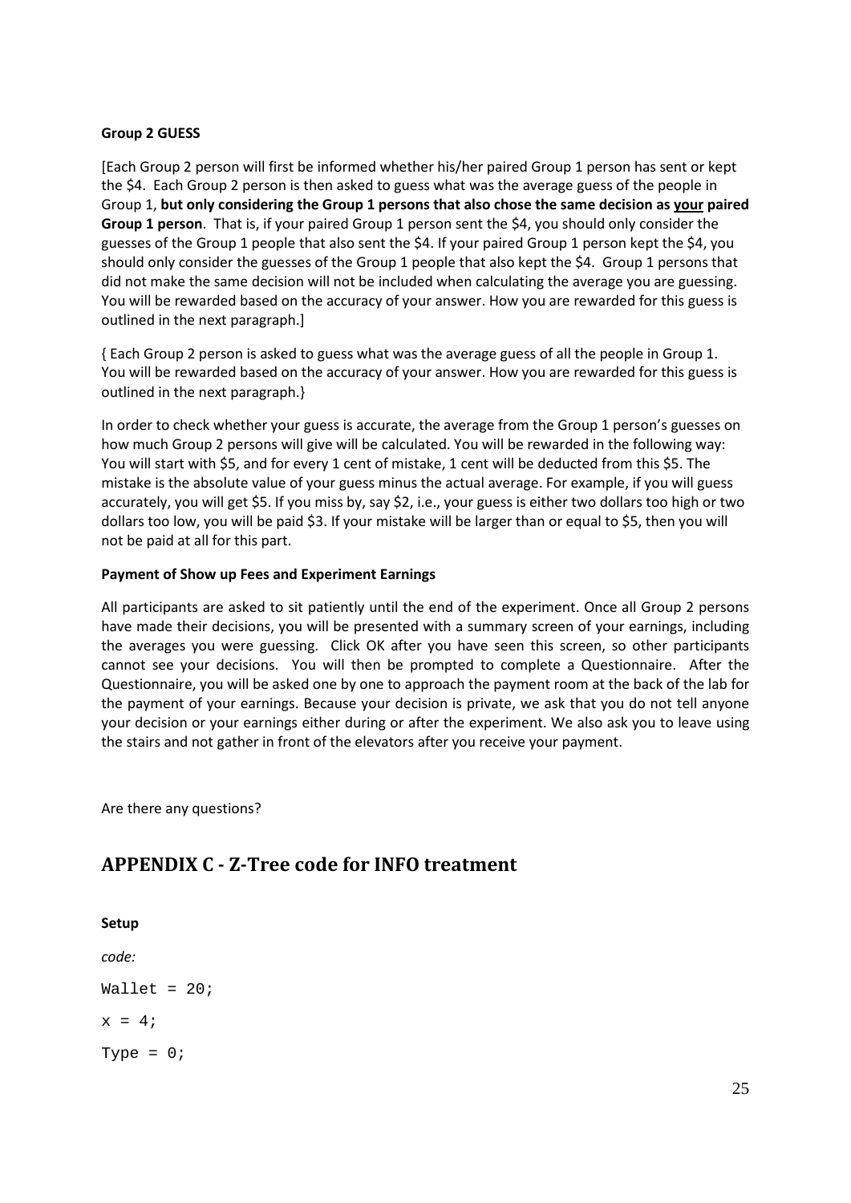**Group 2 GUESS**

[Each Group 2 person will first be informed whether his/her paired Group 1 person has sent or kept the $4. Each Group 2 person is then asked to guess what was the average guess of the people in Group 1, **but only considering the Group 1 persons that also chose the same decision as <u>your</u> paired Group 1 person**. That is, if your paired Group 1 person sent the $4, you should only consider the guesses of the Group 1 people that also sent the $4. If your paired Group 1 person kept the $4, you should only consider the guesses of the Group 1 people that also kept the $4. Group 1 persons that did not make the same decision will not be included when calculating the average you are guessing. You will be rewarded based on the accuracy of your answer. How you are rewarded for this guess is outlined in the next paragraph.]

{ Each Group 2 person is asked to guess what was the average guess of all the people in Group 1. You will be rewarded based on the accuracy of your answer. How you are rewarded for this guess is outlined in the next paragraph.}

In order to check whether your guess is accurate, the average from the Group 1 person's guesses on how much Group 2 persons will give will be calculated. You will be rewarded in the following way: You will start with $5, and for every 1 cent of mistake, 1 cent will be deducted from this $5. The mistake is the absolute value of your guess minus the actual average. For example, if you will guess accurately, you will get $5. If you miss by, say $2, i.e., your guess is either two dollars too high or two dollars too low, you will be paid $3. If your mistake will be larger than or equal to $5, then you will not be paid at all for this part.

**Payment of Show up Fees and Experiment Earnings**

All participants are asked to sit patiently until the end of the experiment. Once all Group 2 persons have made their decisions, you will be presented with a summary screen of your earnings, including the averages you were guessing. Click OK after you have seen this screen, so other participants cannot see your decisions. You will then be prompted to complete a Questionnaire. After the Questionnaire, you will be asked one by one to approach the payment room at the back of the lab for the payment of your earnings. Because your decision is private, we ask that you do not tell anyone your decision or your earnings either during or after the experiment. We also ask you to leave using the stairs and not gather in front of the elevators after you receive your payment.

Are there any questions?

## APPENDIX C - Z-Tree code for INFO treatment

**Setup**

*code:*

```
Wallet = 20;

x = 4;

Type = 0;
```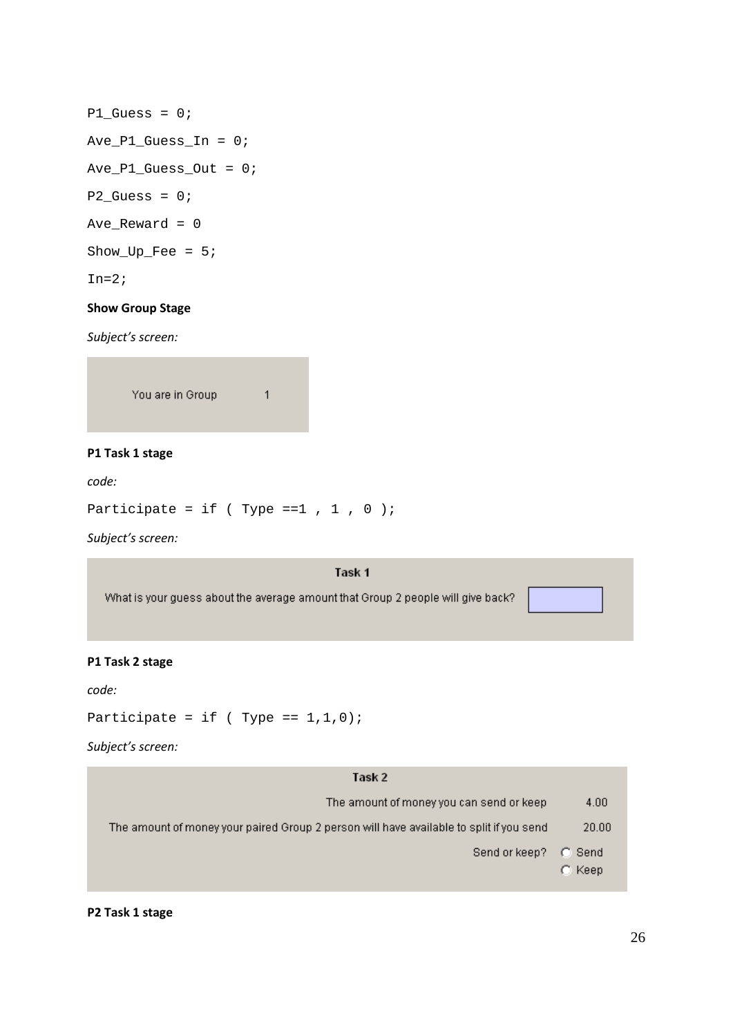```
P1_Guess = 0;
Ave_P1_Guess_In = 0;
Ave_P1_Guess_Out = 0;
P2_Guess = 0;
Ave_Reward = 0
Show_Up_Fee = 5;
In=2;
```

**Show Group Stage**

*Subject's screen:*

You are in Group 1

**P1 Task 1 stage**

*code:*

```
Participate = if ( Type ==1 , 1 , 0 );
```

*Subject's screen:*

Task 1

What is your guess about the average amount that Group 2 people will give back?

**P1 Task 2 stage**

*code:*

```
Participate = if ( Type == 1,1,0);
```

*Subject's screen:*

Task 2

The amount of money you can send or keep 4.00

The amount of money your paired Group 2 person will have available to split if you send 20.00

Send or keep? Send / Keep

**P2 Task 1 stage**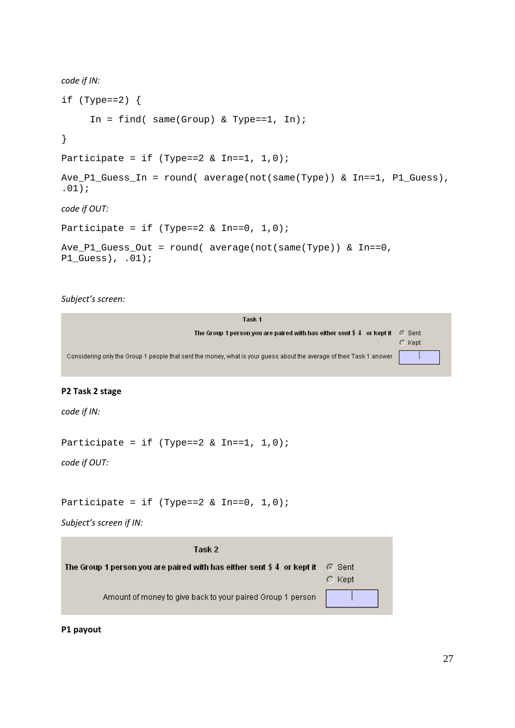*code if IN:*

```
if (Type==2) {
     In = find( same(Group) & Type==1, In);
}
Participate = if (Type==2 & In==1, 1,0);
Ave_P1_Guess_In = round( average(not(same(Type)) & In==1, P1_Guess),
.01);
```

*code if OUT:*

```
Participate = if (Type==2 & In==0, 1,0);
Ave_P1_Guess_Out = round( average(not(same(Type)) & In==0,
P1_Guess), .01);
```

*Subject's screen:*

Task 1

The Group 1 person you are paired with has either sent $ 4 or kept it — Sent / Kept

Considering only the Group 1 people that sent the money, what is your guess about the average of their Task 1 answer [ ]

**P2 Task 2 stage**

*code if IN:*

```
Participate = if (Type==2 & In==1, 1,0);
```

*code if OUT:*

```
Participate = if (Type==2 & In==0, 1,0);
```

*Subject's screen if IN:*

Task 2

The Group 1 person you are paired with has either sent $ 4 or kept it — Sent / Kept

Amount of money to give back to your paired Group 1 person [ ]

**P1 payout**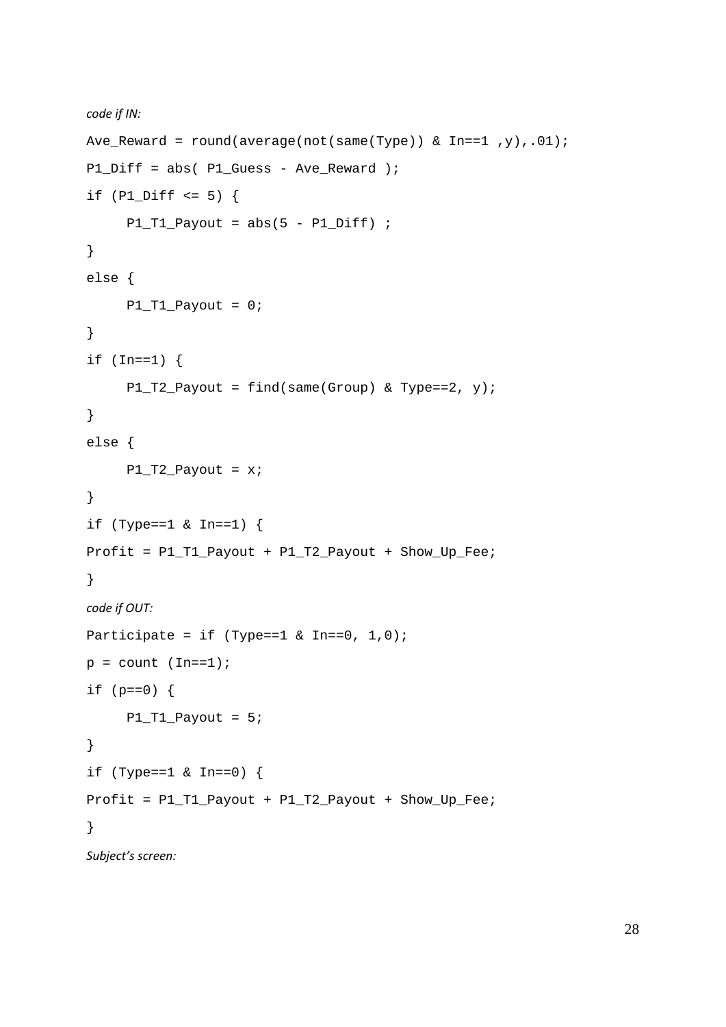*code if IN:*

```
Ave_Reward = round(average(not(same(Type)) & In==1 ,y),.01);
P1_Diff = abs( P1_Guess - Ave_Reward );
if (P1_Diff <= 5) {
     P1_T1_Payout = abs(5 - P1_Diff) ;
}
else {
     P1_T1_Payout = 0;
}
if (In==1) {
     P1_T2_Payout = find(same(Group) & Type==2, y);
}
else {
     P1_T2_Payout = x;
}
if (Type==1 & In==1) {
Profit = P1_T1_Payout + P1_T2_Payout + Show_Up_Fee;
}
```

*code if OUT:*

```
Participate = if (Type==1 & In==0, 1,0);
p = count (In==1);
if (p==0) {
     P1_T1_Payout = 5;
}
if (Type==1 & In==0) {
Profit = P1_T1_Payout + P1_T2_Payout + Show_Up_Fee;
}
```

*Subject's screen:*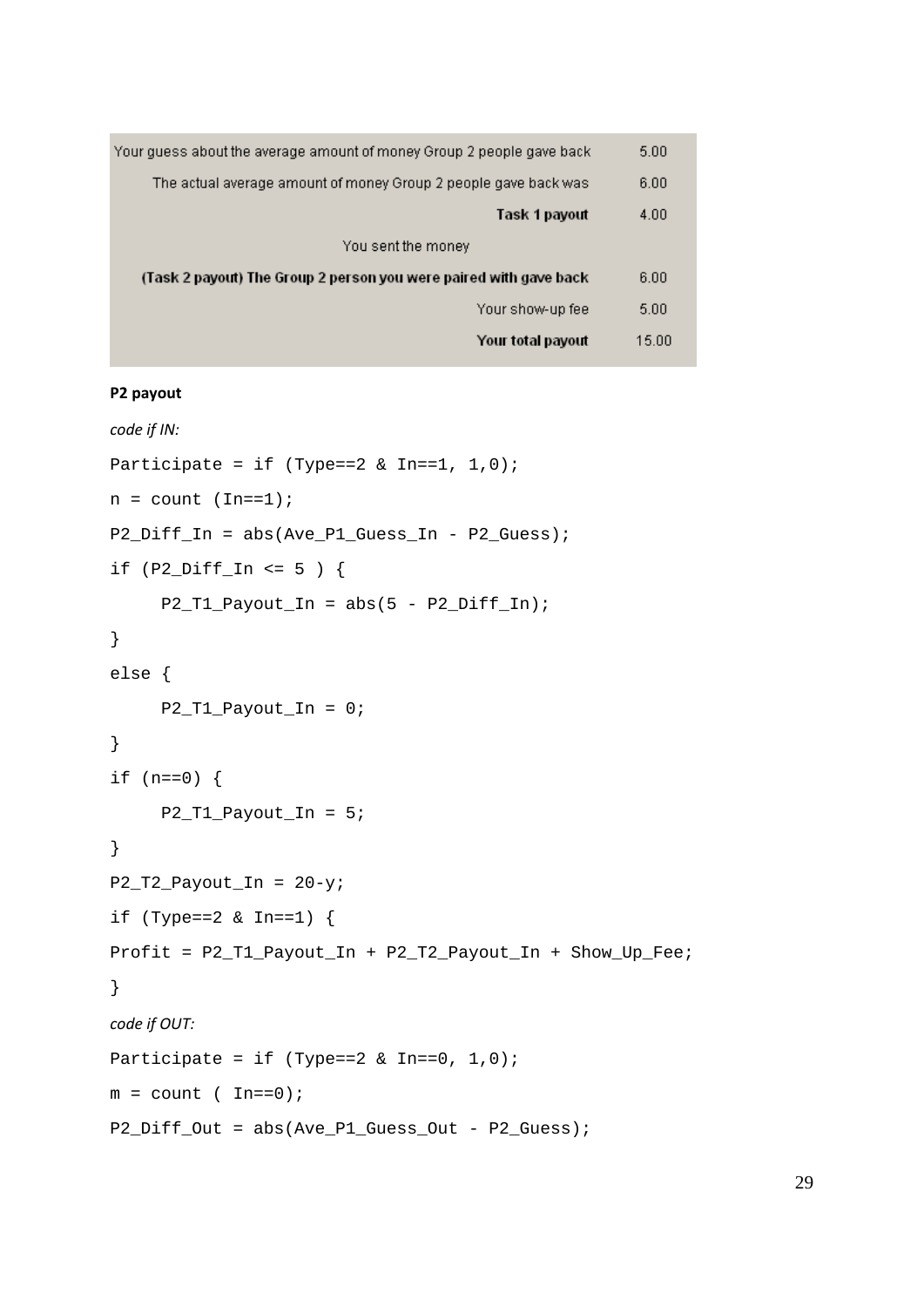| | |
|---|---|
| Your guess about the average amount of money Group 2 people gave back | 5.00 |
| The actual average amount of money Group 2 people gave back was | 6.00 |
| **Task 1 payout** | 4.00 |
| You sent the money | |
| **(Task 2 payout) The Group 2 person you were paired with gave back** | 6.00 |
| Your show-up fee | 5.00 |
| **Your total payout** | 15.00 |

**P2 payout**

*code if IN:*

```
Participate = if (Type==2 & In==1, 1,0);
n = count (In==1);
P2_Diff_In = abs(Ave_P1_Guess_In - P2_Guess);
if (P2_Diff_In <= 5 ) {
     P2_T1_Payout_In = abs(5 - P2_Diff_In);
}
else {
     P2_T1_Payout_In = 0;
}
if (n==0) {
     P2_T1_Payout_In = 5;
}
P2_T2_Payout_In = 20-y;
if (Type==2 & In==1) {
Profit = P2_T1_Payout_In + P2_T2_Payout_In + Show_Up_Fee;
}
```

*code if OUT:*

```
Participate = if (Type==2 & In==0, 1,0);
m = count ( In==0);
P2_Diff_Out = abs(Ave_P1_Guess_Out - P2_Guess);
```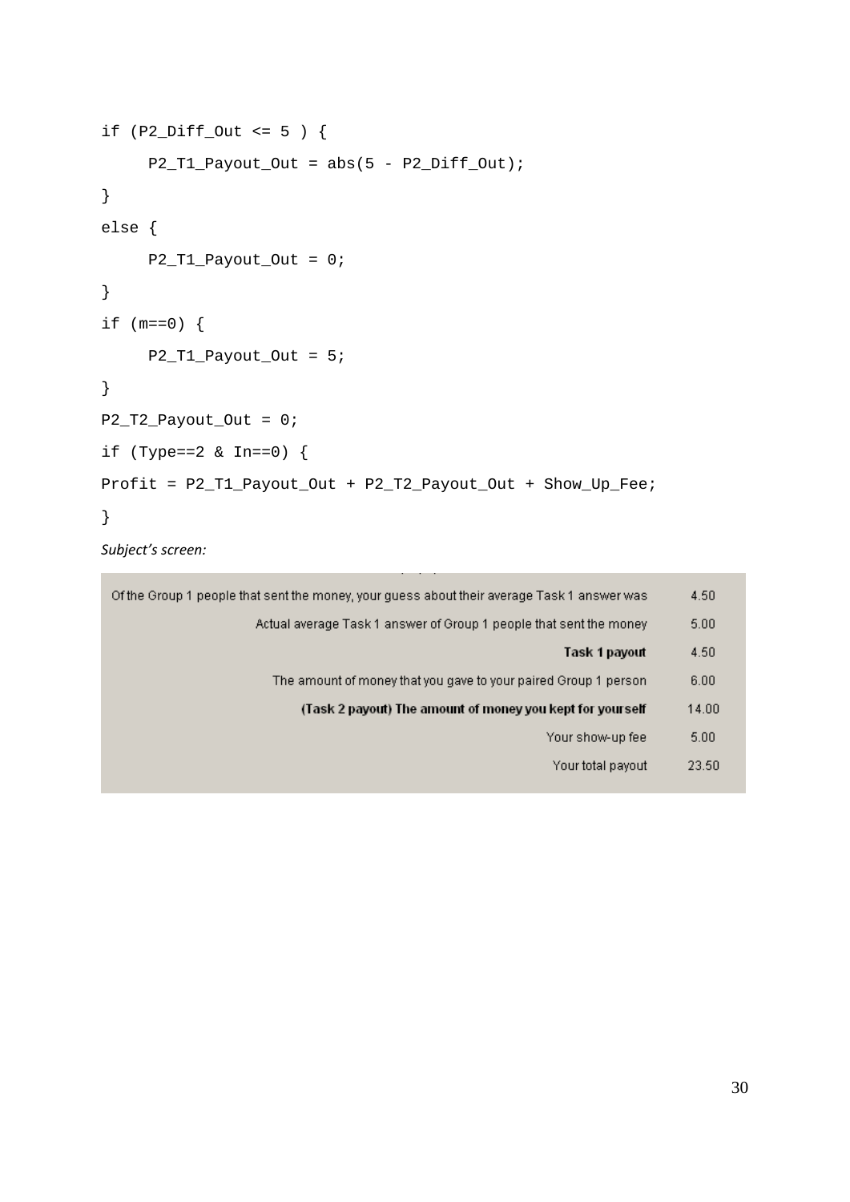```
if (P2_Diff_Out <= 5 ) {
     P2_T1_Payout_Out = abs(5 - P2_Diff_Out);
}
else {
     P2_T1_Payout_Out = 0;
}
if (m==0) {
     P2_T1_Payout_Out = 5;
}
P2_T2_Payout_Out = 0;
if (Type==2 & In==0) {
Profit = P2_T1_Payout_Out + P2_T2_Payout_Out + Show_Up_Fee;
}
```

*Subject's screen:*

| | |
|---|---|
| Of the Group 1 people that sent the money, your guess about their average Task 1 answer was | 4.50 |
| Actual average Task 1 answer of Group 1 people that sent the money | 5.00 |
| **Task 1 payout** | 4.50 |
| The amount of money that you gave to your paired Group 1 person | 6.00 |
| **(Task 2 payout) The amount of money you kept for yourself** | 14.00 |
| Your show-up fee | 5.00 |
| Your total payout | 23.50 |